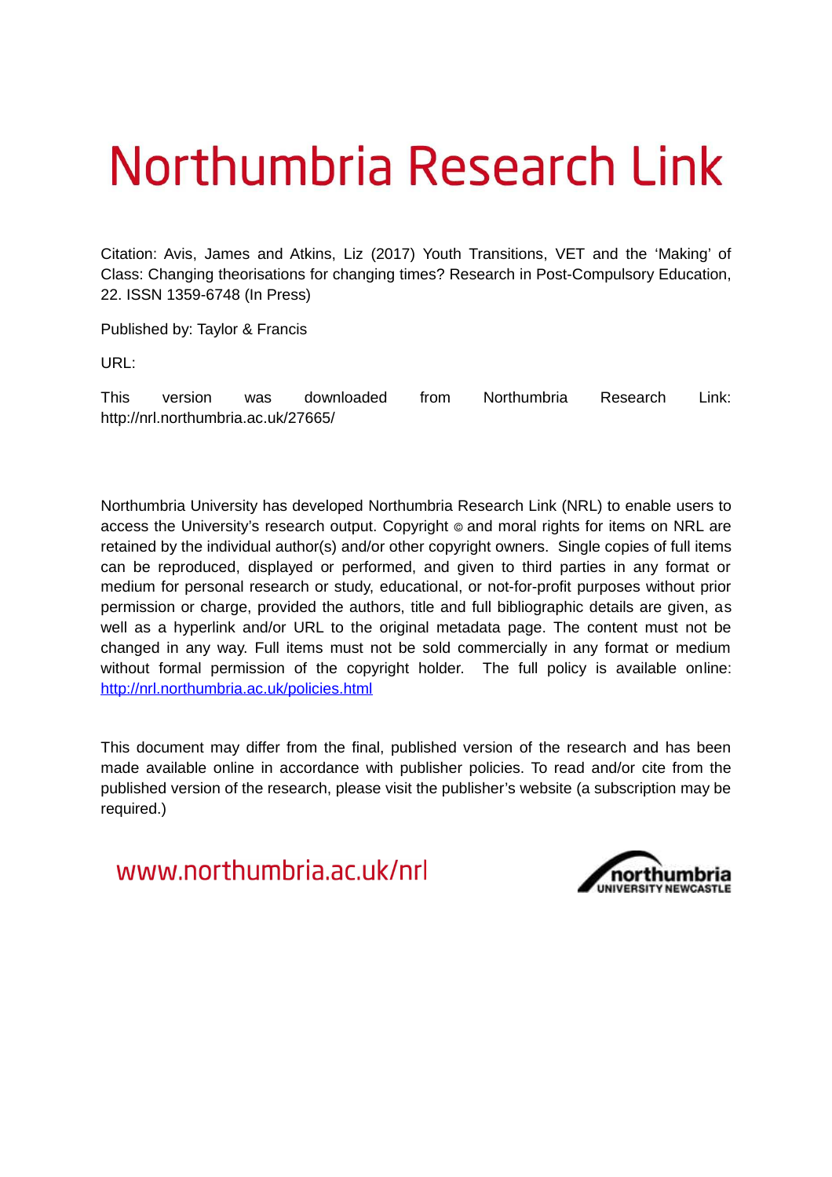# Northumbria Research Link

Citation: Avis, James and Atkins, Liz (2017) Youth Transitions, VET and the 'Making' of Class: Changing theorisations for changing times? Research in Post-Compulsory Education, 22. ISSN 1359-6748 (In Press)

Published by: Taylor & Francis

URL:

This version was downloaded from Northumbria Research Link: http://nrl.northumbria.ac.uk/27665/

Northumbria University has developed Northumbria Research Link (NRL) to enable users to access the University's research output. Copyright © and moral rights for items on NRL are retained by the individual author(s) and/or other copyright owners. Single copies of full items can be reproduced, displayed or performed, and given to third parties in any format or medium for personal research or study, educational, or not-for-profit purposes without prior permission or charge, provided the authors, title and full bibliographic details are given, as well as a hyperlink and/or URL to the original metadata page. The content must not be changed in any way. Full items must not be sold commercially in any format or medium without formal permission of the copyright holder. The full policy is available online: http://nrl.northumbria.ac.uk/policies.html

This document may differ from the final, published version of the research and has been made available online in accordance with publisher policies. To read and/or cite from the published version of the research, please visit the publisher's website (a subscription may be required.)

www.northumbria.ac.uk/nrl

northumbria UNIVERSITY NEWCASTLE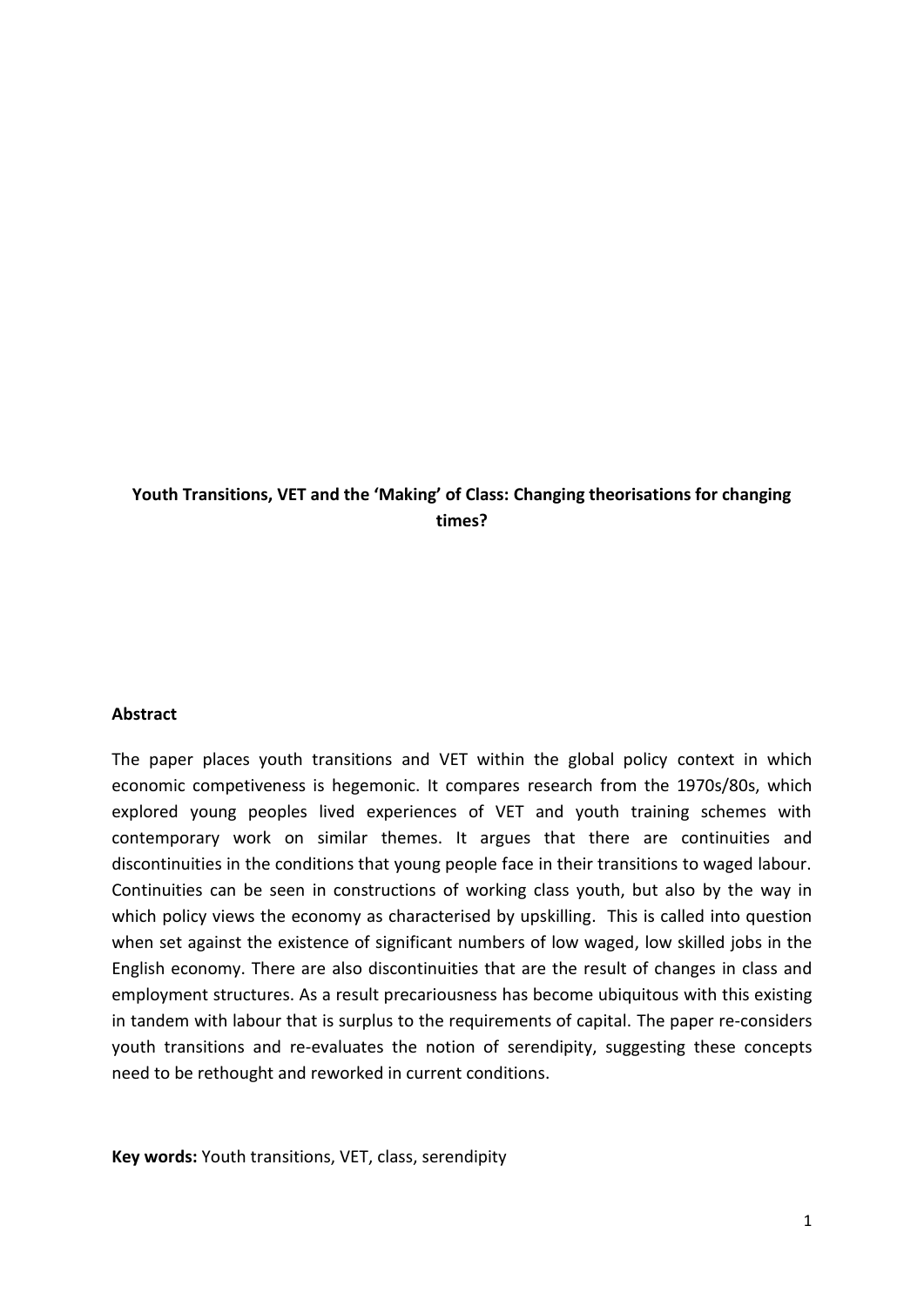**Youth Transitions, VET and the 'Making' of Class: Changing theorisations for changing times?**

**Abstract**

The paper places youth transitions and VET within the global policy context in which economic competiveness is hegemonic. It compares research from the 1970s/80s, which explored young peoples lived experiences of VET and youth training schemes with contemporary work on similar themes. It argues that there are continuities and discontinuities in the conditions that young people face in their transitions to waged labour. Continuities can be seen in constructions of working class youth, but also by the way in which policy views the economy as characterised by upskilling. This is called into question when set against the existence of significant numbers of low waged, low skilled jobs in the English economy. There are also discontinuities that are the result of changes in class and employment structures. As a result precariousness has become ubiquitous with this existing in tandem with labour that is surplus to the requirements of capital. The paper re-considers youth transitions and re-evaluates the notion of serendipity, suggesting these concepts need to be rethought and reworked in current conditions.

**Key words:** Youth transitions, VET, class, serendipity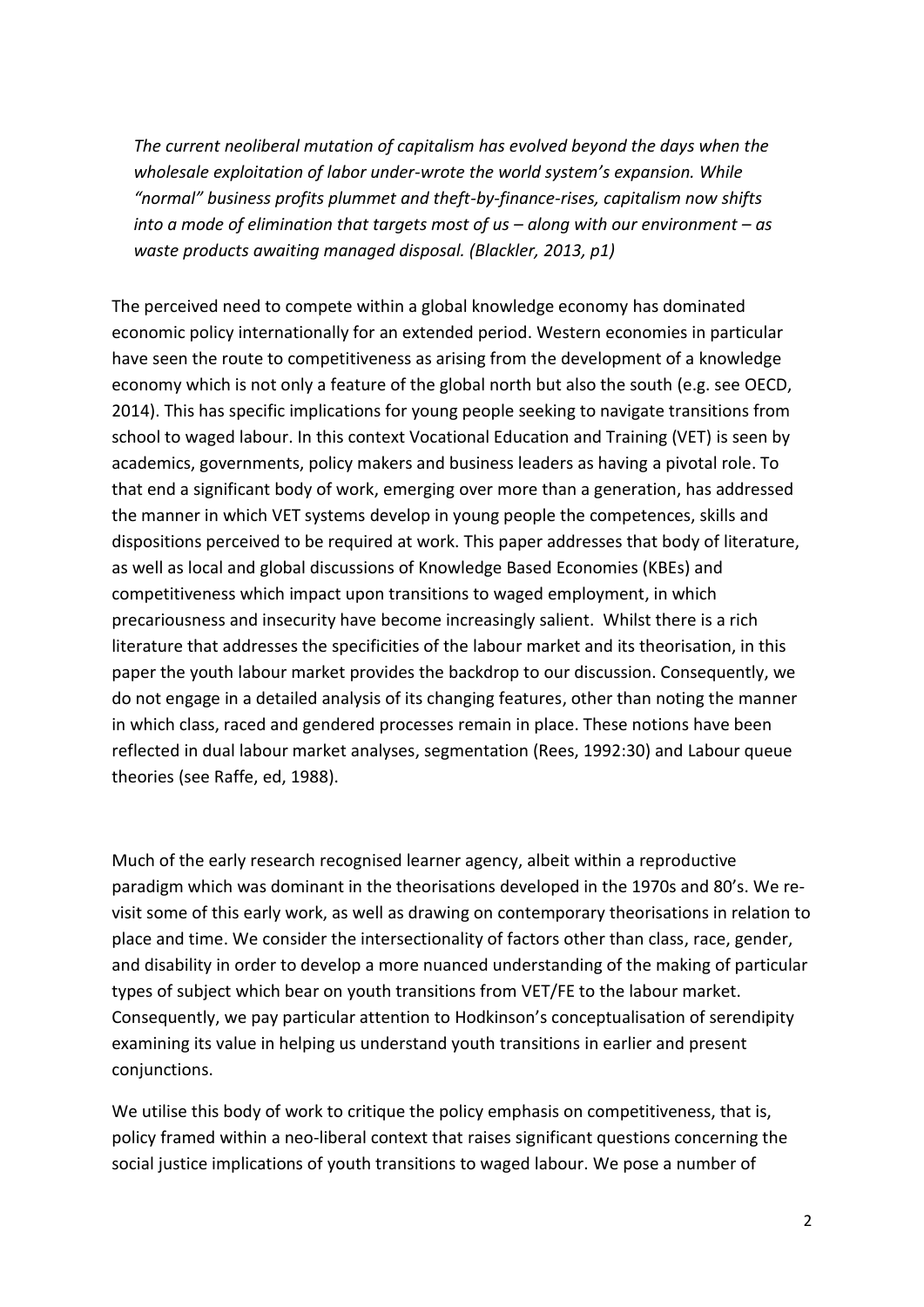*The current neoliberal mutation of capitalism has evolved beyond the days when the wholesale exploitation of labor under-wrote the world system's expansion. While "normal" business profits plummet and theft-by-finance-rises, capitalism now shifts into a mode of elimination that targets most of us – along with our environment – as waste products awaiting managed disposal. (Blackler, 2013, p1)*

The perceived need to compete within a global knowledge economy has dominated economic policy internationally for an extended period. Western economies in particular have seen the route to competitiveness as arising from the development of a knowledge economy which is not only a feature of the global north but also the south (e.g. see OECD, 2014). This has specific implications for young people seeking to navigate transitions from school to waged labour. In this context Vocational Education and Training (VET) is seen by academics, governments, policy makers and business leaders as having a pivotal role. To that end a significant body of work, emerging over more than a generation, has addressed the manner in which VET systems develop in young people the competences, skills and dispositions perceived to be required at work. This paper addresses that body of literature, as well as local and global discussions of Knowledge Based Economies (KBEs) and competitiveness which impact upon transitions to waged employment, in which precariousness and insecurity have become increasingly salient. Whilst there is a rich literature that addresses the specificities of the labour market and its theorisation, in this paper the youth labour market provides the backdrop to our discussion. Consequently, we do not engage in a detailed analysis of its changing features, other than noting the manner in which class, raced and gendered processes remain in place. These notions have been reflected in dual labour market analyses, segmentation (Rees, 1992:30) and Labour queue theories (see Raffe, ed, 1988).

Much of the early research recognised learner agency, albeit within a reproductive paradigm which was dominant in the theorisations developed in the 1970s and 80's. We re-visit some of this early work, as well as drawing on contemporary theorisations in relation to place and time. We consider the intersectionality of factors other than class, race, gender, and disability in order to develop a more nuanced understanding of the making of particular types of subject which bear on youth transitions from VET/FE to the labour market. Consequently, we pay particular attention to Hodkinson's conceptualisation of serendipity examining its value in helping us understand youth transitions in earlier and present conjunctions.

We utilise this body of work to critique the policy emphasis on competitiveness, that is, policy framed within a neo-liberal context that raises significant questions concerning the social justice implications of youth transitions to waged labour. We pose a number of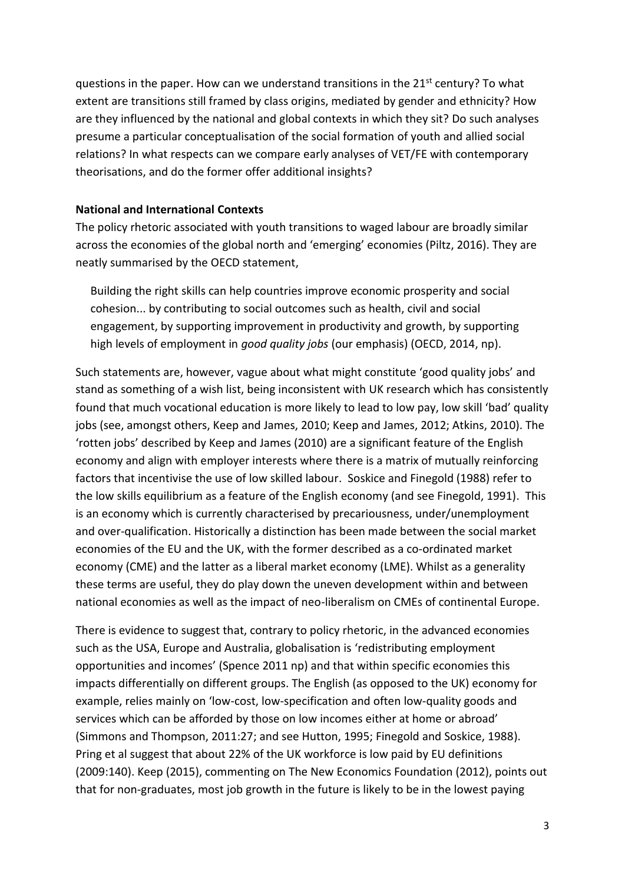questions in the paper. How can we understand transitions in the 21st century? To what extent are transitions still framed by class origins, mediated by gender and ethnicity? How are they influenced by the national and global contexts in which they sit? Do such analyses presume a particular conceptualisation of the social formation of youth and allied social relations? In what respects can we compare early analyses of VET/FE with contemporary theorisations, and do the former offer additional insights?

**National and International Contexts**

The policy rhetoric associated with youth transitions to waged labour are broadly similar across the economies of the global north and 'emerging' economies (Piltz, 2016). They are neatly summarised by the OECD statement,

> Building the right skills can help countries improve economic prosperity and social cohesion... by contributing to social outcomes such as health, civil and social engagement, by supporting improvement in productivity and growth, by supporting high levels of employment in *good quality jobs* (our emphasis) (OECD, 2014, np).

Such statements are, however, vague about what might constitute 'good quality jobs' and stand as something of a wish list, being inconsistent with UK research which has consistently found that much vocational education is more likely to lead to low pay, low skill 'bad' quality jobs (see, amongst others, Keep and James, 2010; Keep and James, 2012; Atkins, 2010). The 'rotten jobs' described by Keep and James (2010) are a significant feature of the English economy and align with employer interests where there is a matrix of mutually reinforcing factors that incentivise the use of low skilled labour. Soskice and Finegold (1988) refer to the low skills equilibrium as a feature of the English economy (and see Finegold, 1991). This is an economy which is currently characterised by precariousness, under/unemployment and over-qualification. Historically a distinction has been made between the social market economies of the EU and the UK, with the former described as a co-ordinated market economy (CME) and the latter as a liberal market economy (LME). Whilst as a generality these terms are useful, they do play down the uneven development within and between national economies as well as the impact of neo-liberalism on CMEs of continental Europe.

There is evidence to suggest that, contrary to policy rhetoric, in the advanced economies such as the USA, Europe and Australia, globalisation is 'redistributing employment opportunities and incomes' (Spence 2011 np) and that within specific economies this impacts differentially on different groups. The English (as opposed to the UK) economy for example, relies mainly on 'low-cost, low-specification and often low-quality goods and services which can be afforded by those on low incomes either at home or abroad' (Simmons and Thompson, 2011:27; and see Hutton, 1995; Finegold and Soskice, 1988). Pring et al suggest that about 22% of the UK workforce is low paid by EU definitions (2009:140). Keep (2015), commenting on The New Economics Foundation (2012), points out that for non-graduates, most job growth in the future is likely to be in the lowest paying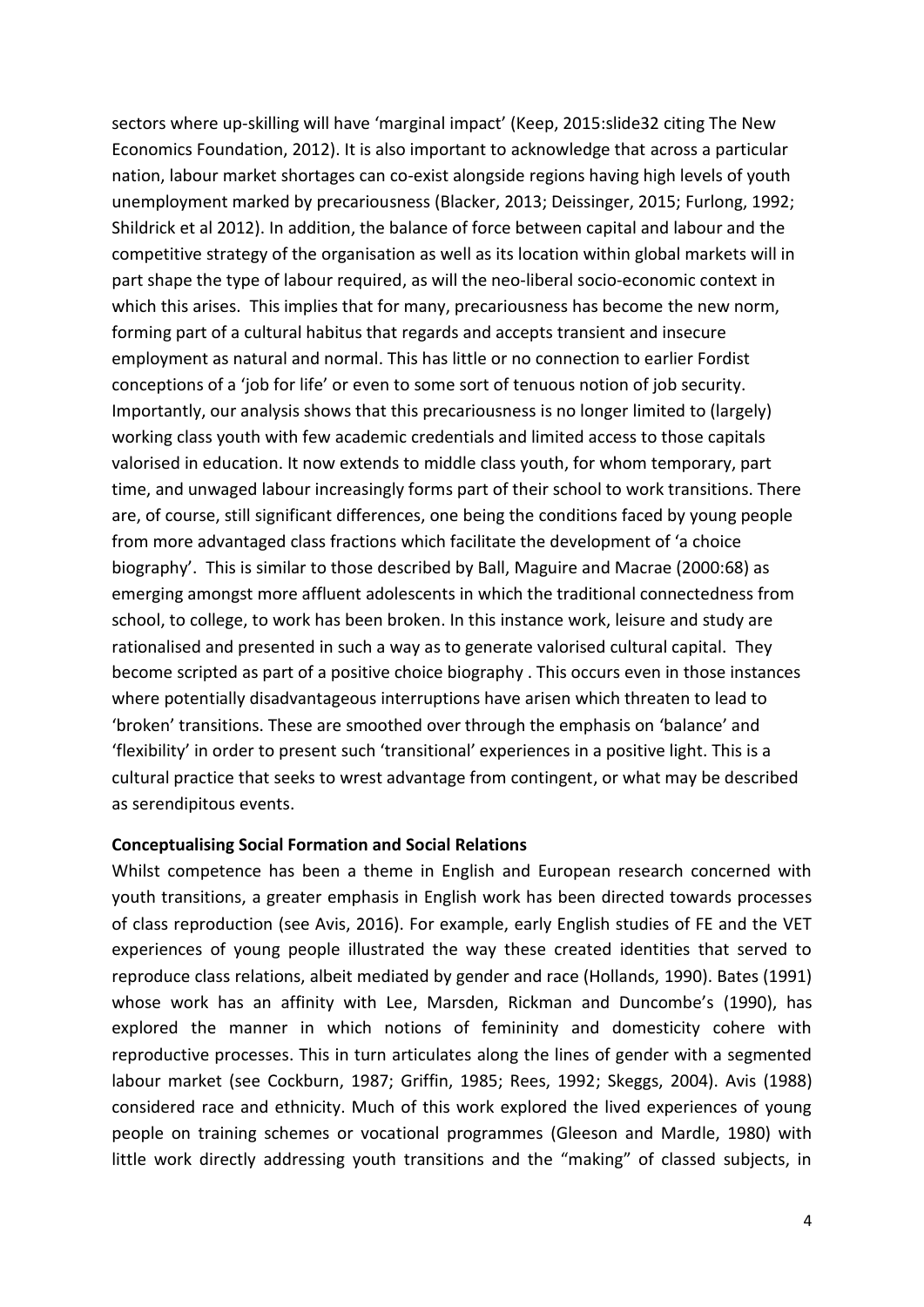sectors where up-skilling will have 'marginal impact' (Keep, 2015:slide32 citing The New Economics Foundation, 2012). It is also important to acknowledge that across a particular nation, labour market shortages can co-exist alongside regions having high levels of youth unemployment marked by precariousness (Blacker, 2013; Deissinger, 2015; Furlong, 1992; Shildrick et al 2012). In addition, the balance of force between capital and labour and the competitive strategy of the organisation as well as its location within global markets will in part shape the type of labour required, as will the neo-liberal socio-economic context in which this arises. This implies that for many, precariousness has become the new norm, forming part of a cultural habitus that regards and accepts transient and insecure employment as natural and normal. This has little or no connection to earlier Fordist conceptions of a 'job for life' or even to some sort of tenuous notion of job security. Importantly, our analysis shows that this precariousness is no longer limited to (largely) working class youth with few academic credentials and limited access to those capitals valorised in education. It now extends to middle class youth, for whom temporary, part time, and unwaged labour increasingly forms part of their school to work transitions. There are, of course, still significant differences, one being the conditions faced by young people from more advantaged class fractions which facilitate the development of 'a choice biography'. This is similar to those described by Ball, Maguire and Macrae (2000:68) as emerging amongst more affluent adolescents in which the traditional connectedness from school, to college, to work has been broken. In this instance work, leisure and study are rationalised and presented in such a way as to generate valorised cultural capital. They become scripted as part of a positive choice biography . This occurs even in those instances where potentially disadvantageous interruptions have arisen which threaten to lead to 'broken' transitions. These are smoothed over through the emphasis on 'balance' and 'flexibility' in order to present such 'transitional' experiences in a positive light. This is a cultural practice that seeks to wrest advantage from contingent, or what may be described as serendipitous events.

**Conceptualising Social Formation and Social Relations**

Whilst competence has been a theme in English and European research concerned with youth transitions, a greater emphasis in English work has been directed towards processes of class reproduction (see Avis, 2016). For example, early English studies of FE and the VET experiences of young people illustrated the way these created identities that served to reproduce class relations, albeit mediated by gender and race (Hollands, 1990). Bates (1991) whose work has an affinity with Lee, Marsden, Rickman and Duncombe's (1990), has explored the manner in which notions of femininity and domesticity cohere with reproductive processes. This in turn articulates along the lines of gender with a segmented labour market (see Cockburn, 1987; Griffin, 1985; Rees, 1992; Skeggs, 2004). Avis (1988) considered race and ethnicity. Much of this work explored the lived experiences of young people on training schemes or vocational programmes (Gleeson and Mardle, 1980) with little work directly addressing youth transitions and the "making" of classed subjects, in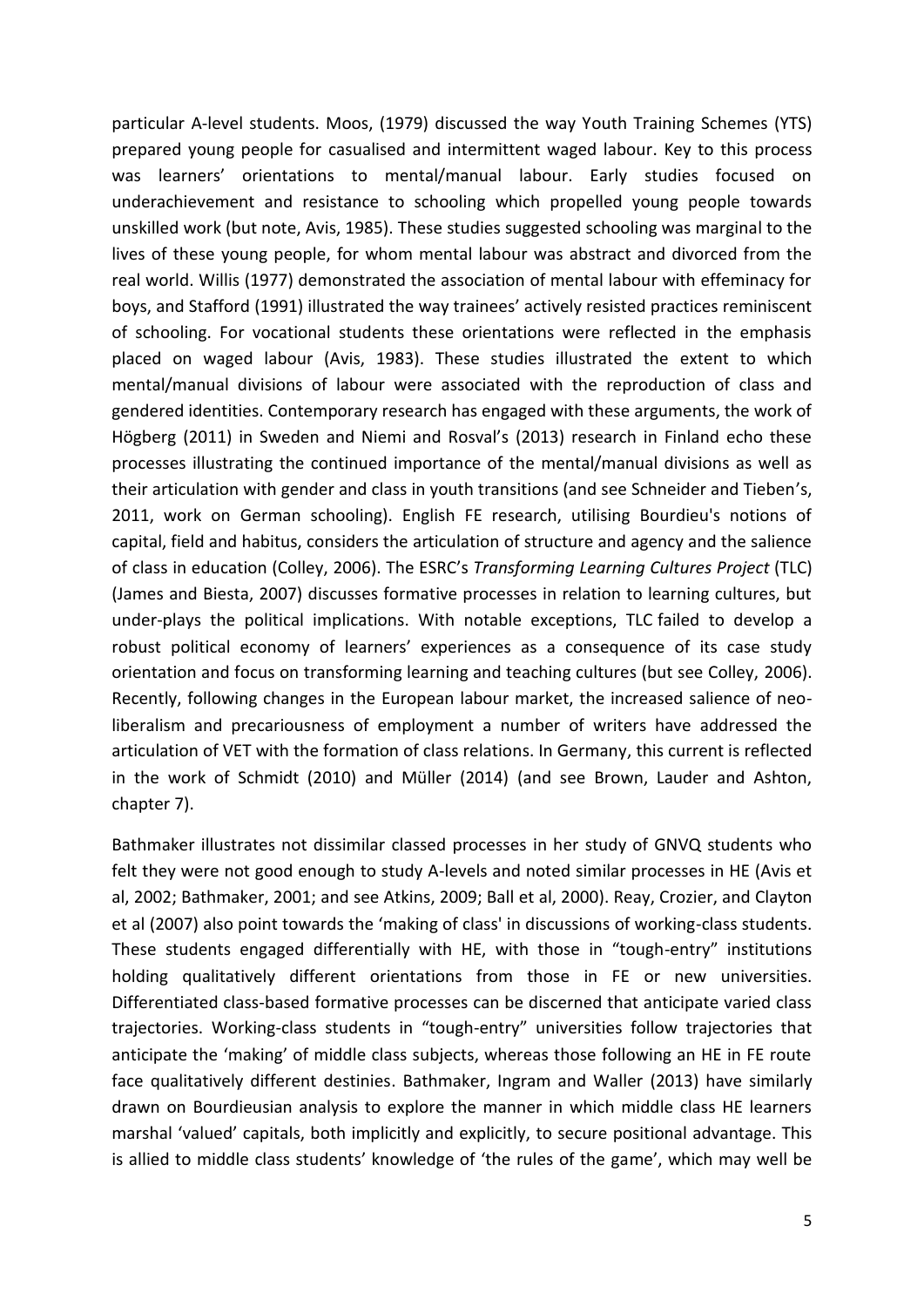particular A-level students. Moos, (1979) discussed the way Youth Training Schemes (YTS) prepared young people for casualised and intermittent waged labour. Key to this process was learners' orientations to mental/manual labour. Early studies focused on underachievement and resistance to schooling which propelled young people towards unskilled work (but note, Avis, 1985). These studies suggested schooling was marginal to the lives of these young people, for whom mental labour was abstract and divorced from the real world. Willis (1977) demonstrated the association of mental labour with effeminacy for boys, and Stafford (1991) illustrated the way trainees' actively resisted practices reminiscent of schooling. For vocational students these orientations were reflected in the emphasis placed on waged labour (Avis, 1983). These studies illustrated the extent to which mental/manual divisions of labour were associated with the reproduction of class and gendered identities. Contemporary research has engaged with these arguments, the work of Högberg (2011) in Sweden and Niemi and Rosval's (2013) research in Finland echo these processes illustrating the continued importance of the mental/manual divisions as well as their articulation with gender and class in youth transitions (and see Schneider and Tieben's, 2011, work on German schooling). English FE research, utilising Bourdieu's notions of capital, field and habitus, considers the articulation of structure and agency and the salience of class in education (Colley, 2006). The ESRC's *Transforming Learning Cultures Project* (TLC) (James and Biesta, 2007) discusses formative processes in relation to learning cultures, but under-plays the political implications. With notable exceptions, TLC failed to develop a robust political economy of learners' experiences as a consequence of its case study orientation and focus on transforming learning and teaching cultures (but see Colley, 2006). Recently, following changes in the European labour market, the increased salience of neo-liberalism and precariousness of employment a number of writers have addressed the articulation of VET with the formation of class relations. In Germany, this current is reflected in the work of Schmidt (2010) and Müller (2014) (and see Brown, Lauder and Ashton, chapter 7).

Bathmaker illustrates not dissimilar classed processes in her study of GNVQ students who felt they were not good enough to study A-levels and noted similar processes in HE (Avis et al, 2002; Bathmaker, 2001; and see Atkins, 2009; Ball et al, 2000). Reay, Crozier, and Clayton et al (2007) also point towards the 'making of class' in discussions of working-class students. These students engaged differentially with HE, with those in "tough-entry" institutions holding qualitatively different orientations from those in FE or new universities. Differentiated class-based formative processes can be discerned that anticipate varied class trajectories. Working-class students in "tough-entry" universities follow trajectories that anticipate the 'making' of middle class subjects, whereas those following an HE in FE route face qualitatively different destinies. Bathmaker, Ingram and Waller (2013) have similarly drawn on Bourdieusian analysis to explore the manner in which middle class HE learners marshal 'valued' capitals, both implicitly and explicitly, to secure positional advantage. This is allied to middle class students' knowledge of 'the rules of the game', which may well be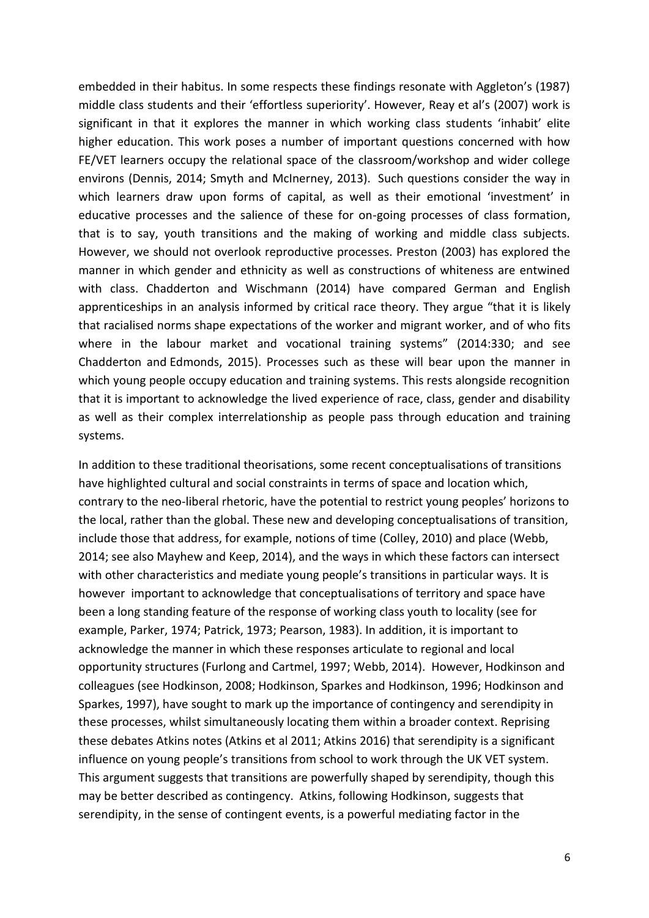embedded in their habitus. In some respects these findings resonate with Aggleton's (1987) middle class students and their 'effortless superiority'. However, Reay et al's (2007) work is significant in that it explores the manner in which working class students 'inhabit' elite higher education. This work poses a number of important questions concerned with how FE/VET learners occupy the relational space of the classroom/workshop and wider college environs (Dennis, 2014; Smyth and McInerney, 2013). Such questions consider the way in which learners draw upon forms of capital, as well as their emotional 'investment' in educative processes and the salience of these for on-going processes of class formation, that is to say, youth transitions and the making of working and middle class subjects. However, we should not overlook reproductive processes. Preston (2003) has explored the manner in which gender and ethnicity as well as constructions of whiteness are entwined with class. Chadderton and Wischmann (2014) have compared German and English apprenticeships in an analysis informed by critical race theory. They argue "that it is likely that racialised norms shape expectations of the worker and migrant worker, and of who fits where in the labour market and vocational training systems" (2014:330; and see Chadderton and Edmonds, 2015). Processes such as these will bear upon the manner in which young people occupy education and training systems. This rests alongside recognition that it is important to acknowledge the lived experience of race, class, gender and disability as well as their complex interrelationship as people pass through education and training systems.

In addition to these traditional theorisations, some recent conceptualisations of transitions have highlighted cultural and social constraints in terms of space and location which, contrary to the neo-liberal rhetoric, have the potential to restrict young peoples' horizons to the local, rather than the global. These new and developing conceptualisations of transition, include those that address, for example, notions of time (Colley, 2010) and place (Webb, 2014; see also Mayhew and Keep, 2014), and the ways in which these factors can intersect with other characteristics and mediate young people's transitions in particular ways. It is however important to acknowledge that conceptualisations of territory and space have been a long standing feature of the response of working class youth to locality (see for example, Parker, 1974; Patrick, 1973; Pearson, 1983). In addition, it is important to acknowledge the manner in which these responses articulate to regional and local opportunity structures (Furlong and Cartmel, 1997; Webb, 2014). However, Hodkinson and colleagues (see Hodkinson, 2008; Hodkinson, Sparkes and Hodkinson, 1996; Hodkinson and Sparkes, 1997), have sought to mark up the importance of contingency and serendipity in these processes, whilst simultaneously locating them within a broader context. Reprising these debates Atkins notes (Atkins et al 2011; Atkins 2016) that serendipity is a significant influence on young people's transitions from school to work through the UK VET system. This argument suggests that transitions are powerfully shaped by serendipity, though this may be better described as contingency. Atkins, following Hodkinson, suggests that serendipity, in the sense of contingent events, is a powerful mediating factor in the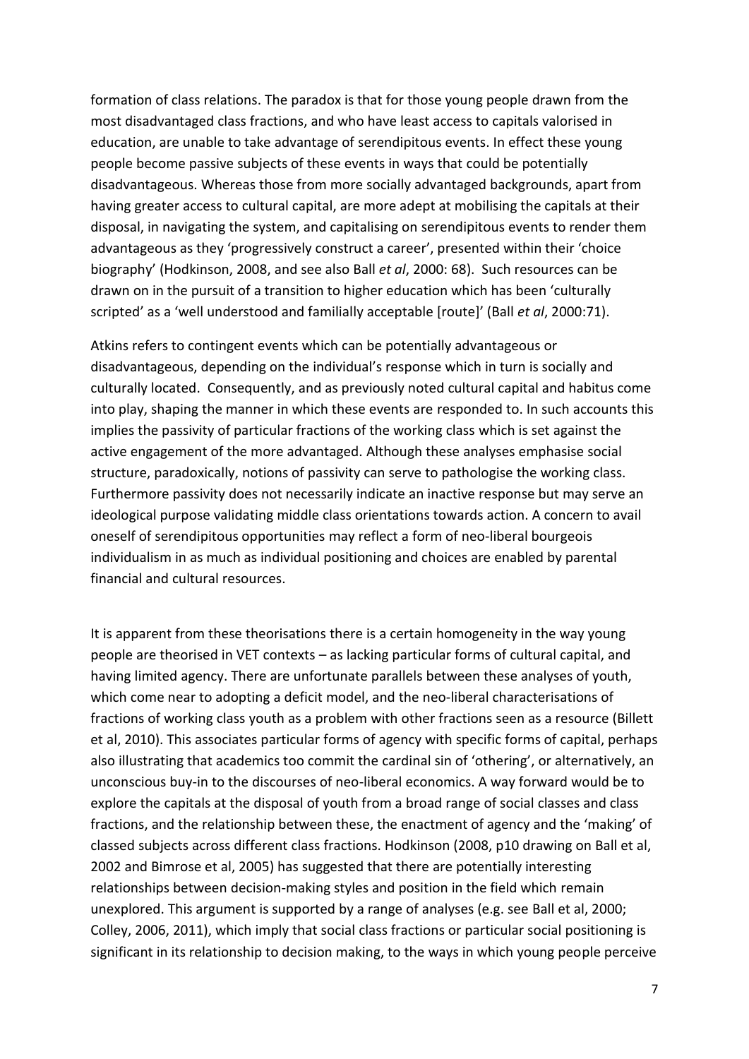formation of class relations. The paradox is that for those young people drawn from the most disadvantaged class fractions, and who have least access to capitals valorised in education, are unable to take advantage of serendipitous events. In effect these young people become passive subjects of these events in ways that could be potentially disadvantageous. Whereas those from more socially advantaged backgrounds, apart from having greater access to cultural capital, are more adept at mobilising the capitals at their disposal, in navigating the system, and capitalising on serendipitous events to render them advantageous as they 'progressively construct a career', presented within their 'choice biography' (Hodkinson, 2008, and see also Ball *et al*, 2000: 68). Such resources can be drawn on in the pursuit of a transition to higher education which has been 'culturally scripted' as a 'well understood and familially acceptable [route]' (Ball *et al*, 2000:71).

Atkins refers to contingent events which can be potentially advantageous or disadvantageous, depending on the individual's response which in turn is socially and culturally located. Consequently, and as previously noted cultural capital and habitus come into play, shaping the manner in which these events are responded to. In such accounts this implies the passivity of particular fractions of the working class which is set against the active engagement of the more advantaged. Although these analyses emphasise social structure, paradoxically, notions of passivity can serve to pathologise the working class. Furthermore passivity does not necessarily indicate an inactive response but may serve an ideological purpose validating middle class orientations towards action. A concern to avail oneself of serendipitous opportunities may reflect a form of neo-liberal bourgeois individualism in as much as individual positioning and choices are enabled by parental financial and cultural resources.

It is apparent from these theorisations there is a certain homogeneity in the way young people are theorised in VET contexts – as lacking particular forms of cultural capital, and having limited agency. There are unfortunate parallels between these analyses of youth, which come near to adopting a deficit model, and the neo-liberal characterisations of fractions of working class youth as a problem with other fractions seen as a resource (Billett et al, 2010). This associates particular forms of agency with specific forms of capital, perhaps also illustrating that academics too commit the cardinal sin of 'othering', or alternatively, an unconscious buy-in to the discourses of neo-liberal economics. A way forward would be to explore the capitals at the disposal of youth from a broad range of social classes and class fractions, and the relationship between these, the enactment of agency and the 'making' of classed subjects across different class fractions. Hodkinson (2008, p10 drawing on Ball et al, 2002 and Bimrose et al, 2005) has suggested that there are potentially interesting relationships between decision-making styles and position in the field which remain unexplored. This argument is supported by a range of analyses (e.g. see Ball et al, 2000; Colley, 2006, 2011), which imply that social class fractions or particular social positioning is significant in its relationship to decision making, to the ways in which young people perceive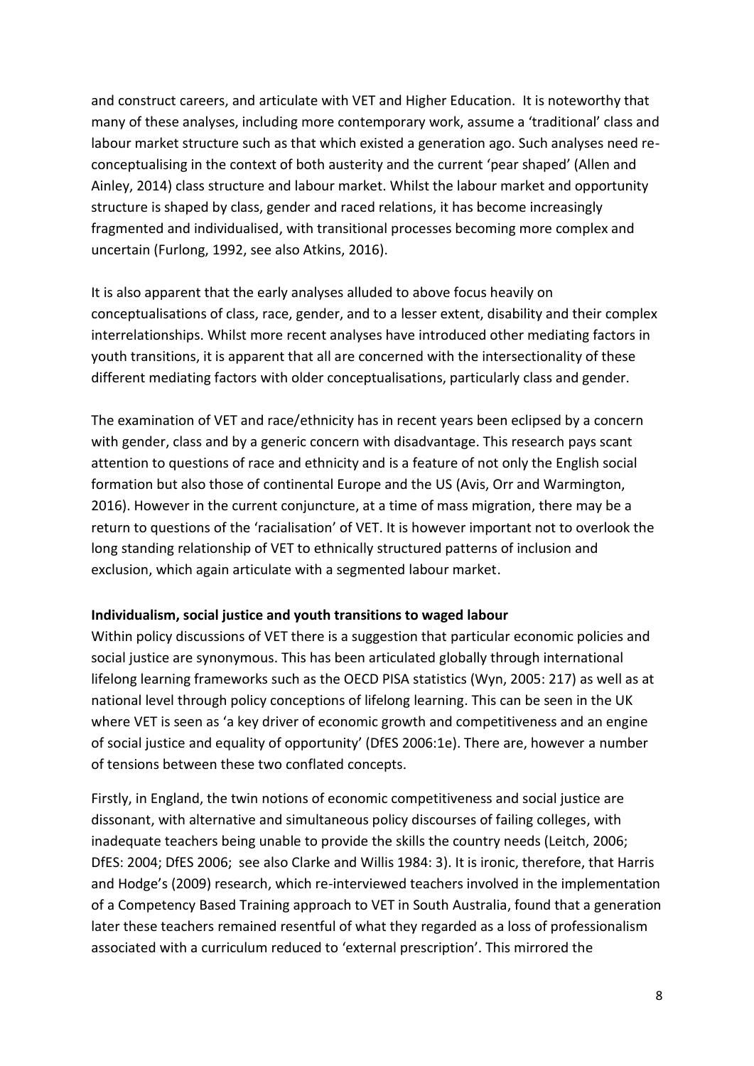and construct careers, and articulate with VET and Higher Education. It is noteworthy that many of these analyses, including more contemporary work, assume a 'traditional' class and labour market structure such as that which existed a generation ago. Such analyses need re-conceptualising in the context of both austerity and the current 'pear shaped' (Allen and Ainley, 2014) class structure and labour market. Whilst the labour market and opportunity structure is shaped by class, gender and raced relations, it has become increasingly fragmented and individualised, with transitional processes becoming more complex and uncertain (Furlong, 1992, see also Atkins, 2016).

It is also apparent that the early analyses alluded to above focus heavily on conceptualisations of class, race, gender, and to a lesser extent, disability and their complex interrelationships. Whilst more recent analyses have introduced other mediating factors in youth transitions, it is apparent that all are concerned with the intersectionality of these different mediating factors with older conceptualisations, particularly class and gender.

The examination of VET and race/ethnicity has in recent years been eclipsed by a concern with gender, class and by a generic concern with disadvantage. This research pays scant attention to questions of race and ethnicity and is a feature of not only the English social formation but also those of continental Europe and the US (Avis, Orr and Warmington, 2016). However in the current conjuncture, at a time of mass migration, there may be a return to questions of the 'racialisation' of VET. It is however important not to overlook the long standing relationship of VET to ethnically structured patterns of inclusion and exclusion, which again articulate with a segmented labour market.

**Individualism, social justice and youth transitions to waged labour**

Within policy discussions of VET there is a suggestion that particular economic policies and social justice are synonymous. This has been articulated globally through international lifelong learning frameworks such as the OECD PISA statistics (Wyn, 2005: 217) as well as at national level through policy conceptions of lifelong learning. This can be seen in the UK where VET is seen as 'a key driver of economic growth and competitiveness and an engine of social justice and equality of opportunity' (DfES 2006:1e). There are, however a number of tensions between these two conflated concepts.

Firstly, in England, the twin notions of economic competitiveness and social justice are dissonant, with alternative and simultaneous policy discourses of failing colleges, with inadequate teachers being unable to provide the skills the country needs (Leitch, 2006; DfES: 2004; DfES 2006; see also Clarke and Willis 1984: 3). It is ironic, therefore, that Harris and Hodge's (2009) research, which re-interviewed teachers involved in the implementation of a Competency Based Training approach to VET in South Australia, found that a generation later these teachers remained resentful of what they regarded as a loss of professionalism associated with a curriculum reduced to 'external prescription'. This mirrored the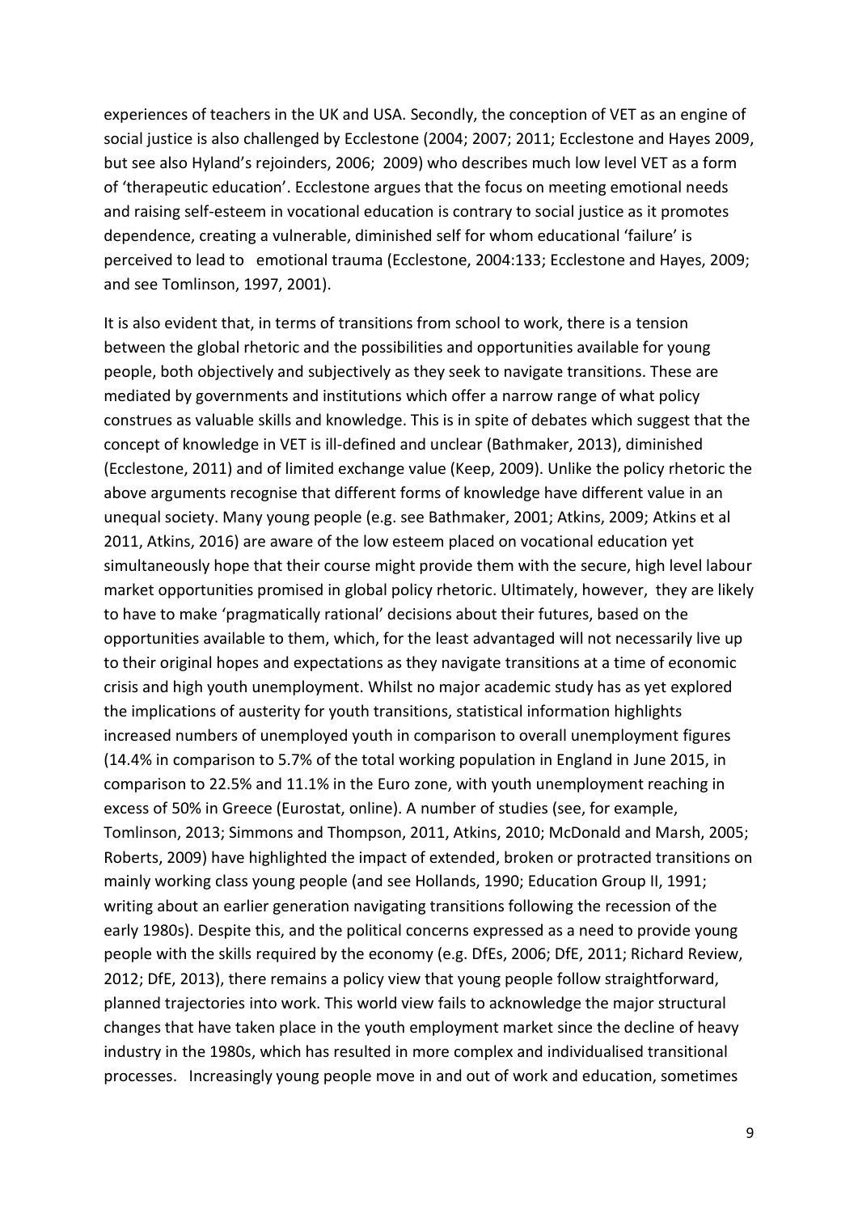experiences of teachers in the UK and USA. Secondly, the conception of VET as an engine of social justice is also challenged by Ecclestone (2004; 2007; 2011; Ecclestone and Hayes 2009, but see also Hyland's rejoinders, 2006; 2009) who describes much low level VET as a form of 'therapeutic education'. Ecclestone argues that the focus on meeting emotional needs and raising self-esteem in vocational education is contrary to social justice as it promotes dependence, creating a vulnerable, diminished self for whom educational 'failure' is perceived to lead to emotional trauma (Ecclestone, 2004:133; Ecclestone and Hayes, 2009; and see Tomlinson, 1997, 2001).

It is also evident that, in terms of transitions from school to work, there is a tension between the global rhetoric and the possibilities and opportunities available for young people, both objectively and subjectively as they seek to navigate transitions. These are mediated by governments and institutions which offer a narrow range of what policy construes as valuable skills and knowledge. This is in spite of debates which suggest that the concept of knowledge in VET is ill-defined and unclear (Bathmaker, 2013), diminished (Ecclestone, 2011) and of limited exchange value (Keep, 2009). Unlike the policy rhetoric the above arguments recognise that different forms of knowledge have different value in an unequal society. Many young people (e.g. see Bathmaker, 2001; Atkins, 2009; Atkins et al 2011, Atkins, 2016) are aware of the low esteem placed on vocational education yet simultaneously hope that their course might provide them with the secure, high level labour market opportunities promised in global policy rhetoric. Ultimately, however, they are likely to have to make 'pragmatically rational' decisions about their futures, based on the opportunities available to them, which, for the least advantaged will not necessarily live up to their original hopes and expectations as they navigate transitions at a time of economic crisis and high youth unemployment. Whilst no major academic study has as yet explored the implications of austerity for youth transitions, statistical information highlights increased numbers of unemployed youth in comparison to overall unemployment figures (14.4% in comparison to 5.7% of the total working population in England in June 2015, in comparison to 22.5% and 11.1% in the Euro zone, with youth unemployment reaching in excess of 50% in Greece (Eurostat, online). A number of studies (see, for example, Tomlinson, 2013; Simmons and Thompson, 2011, Atkins, 2010; McDonald and Marsh, 2005; Roberts, 2009) have highlighted the impact of extended, broken or protracted transitions on mainly working class young people (and see Hollands, 1990; Education Group II, 1991; writing about an earlier generation navigating transitions following the recession of the early 1980s). Despite this, and the political concerns expressed as a need to provide young people with the skills required by the economy (e.g. DfEs, 2006; DfE, 2011; Richard Review, 2012; DfE, 2013), there remains a policy view that young people follow straightforward, planned trajectories into work. This world view fails to acknowledge the major structural changes that have taken place in the youth employment market since the decline of heavy industry in the 1980s, which has resulted in more complex and individualised transitional processes. Increasingly young people move in and out of work and education, sometimes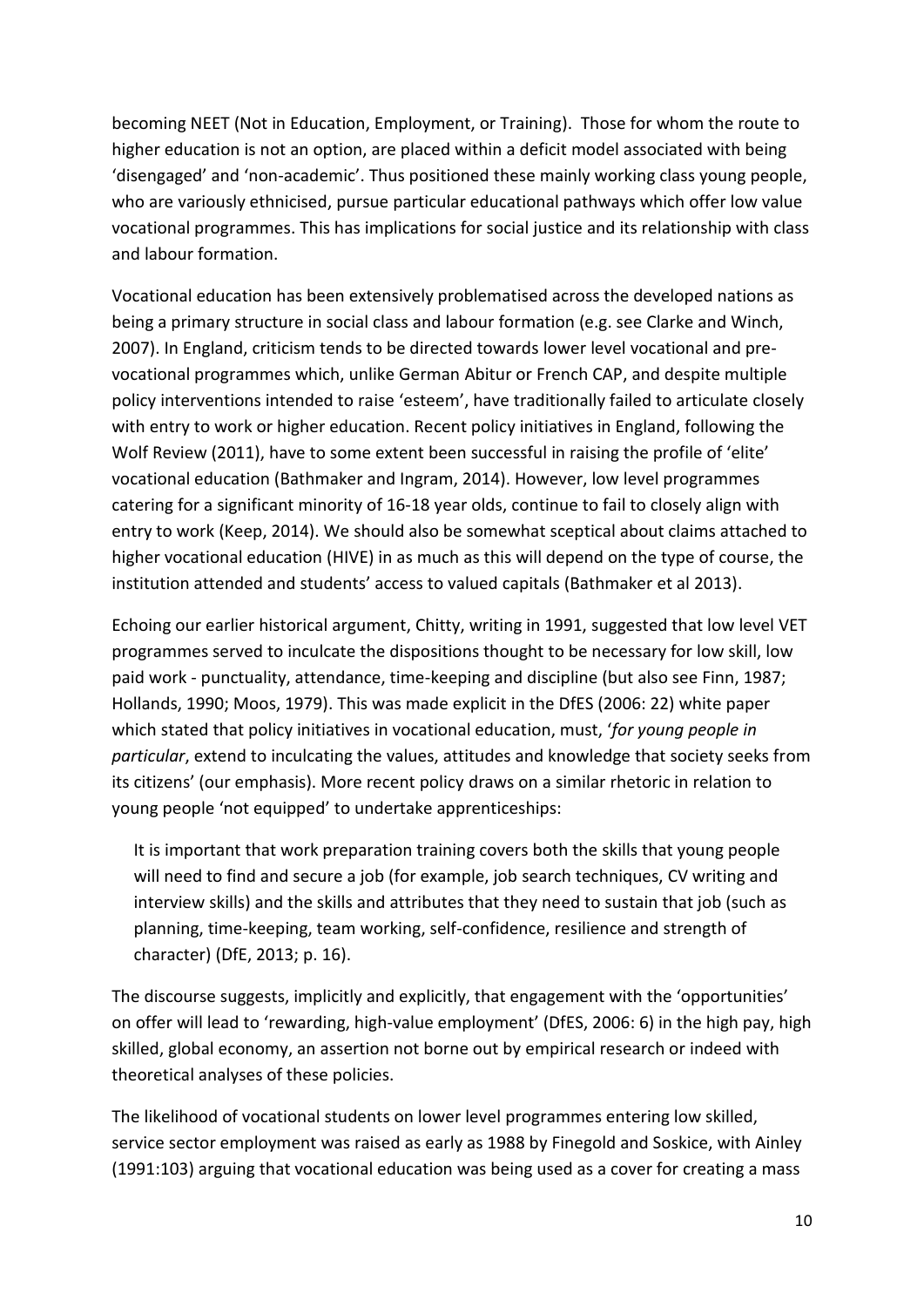becoming NEET (Not in Education, Employment, or Training). Those for whom the route to higher education is not an option, are placed within a deficit model associated with being 'disengaged' and 'non-academic'. Thus positioned these mainly working class young people, who are variously ethnicised, pursue particular educational pathways which offer low value vocational programmes. This has implications for social justice and its relationship with class and labour formation.

Vocational education has been extensively problematised across the developed nations as being a primary structure in social class and labour formation (e.g. see Clarke and Winch, 2007). In England, criticism tends to be directed towards lower level vocational and pre-vocational programmes which, unlike German Abitur or French CAP, and despite multiple policy interventions intended to raise 'esteem', have traditionally failed to articulate closely with entry to work or higher education. Recent policy initiatives in England, following the Wolf Review (2011), have to some extent been successful in raising the profile of 'elite' vocational education (Bathmaker and Ingram, 2014). However, low level programmes catering for a significant minority of 16-18 year olds, continue to fail to closely align with entry to work (Keep, 2014). We should also be somewhat sceptical about claims attached to higher vocational education (HIVE) in as much as this will depend on the type of course, the institution attended and students' access to valued capitals (Bathmaker et al 2013).

Echoing our earlier historical argument, Chitty, writing in 1991, suggested that low level VET programmes served to inculcate the dispositions thought to be necessary for low skill, low paid work - punctuality, attendance, time-keeping and discipline (but also see Finn, 1987; Hollands, 1990; Moos, 1979). This was made explicit in the DfES (2006: 22) white paper which stated that policy initiatives in vocational education, must, '*for young people in particular*, extend to inculcating the values, attitudes and knowledge that society seeks from its citizens' (our emphasis). More recent policy draws on a similar rhetoric in relation to young people 'not equipped' to undertake apprenticeships:

> It is important that work preparation training covers both the skills that young people will need to find and secure a job (for example, job search techniques, CV writing and interview skills) and the skills and attributes that they need to sustain that job (such as planning, time-keeping, team working, self-confidence, resilience and strength of character) (DfE, 2013; p. 16).

The discourse suggests, implicitly and explicitly, that engagement with the 'opportunities' on offer will lead to 'rewarding, high-value employment' (DfES, 2006: 6) in the high pay, high skilled, global economy, an assertion not borne out by empirical research or indeed with theoretical analyses of these policies.

The likelihood of vocational students on lower level programmes entering low skilled, service sector employment was raised as early as 1988 by Finegold and Soskice, with Ainley (1991:103) arguing that vocational education was being used as a cover for creating a mass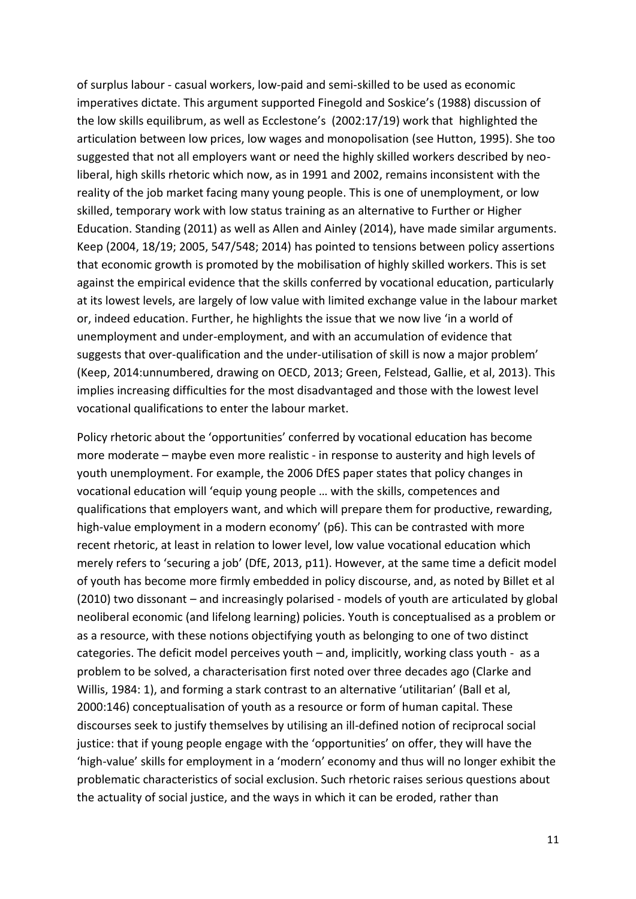of surplus labour - casual workers, low-paid and semi-skilled to be used as economic imperatives dictate. This argument supported Finegold and Soskice's (1988) discussion of the low skills equilibrum, as well as Ecclestone's (2002:17/19) work that highlighted the articulation between low prices, low wages and monopolisation (see Hutton, 1995). She too suggested that not all employers want or need the highly skilled workers described by neo-liberal, high skills rhetoric which now, as in 1991 and 2002, remains inconsistent with the reality of the job market facing many young people. This is one of unemployment, or low skilled, temporary work with low status training as an alternative to Further or Higher Education. Standing (2011) as well as Allen and Ainley (2014), have made similar arguments. Keep (2004, 18/19; 2005, 547/548; 2014) has pointed to tensions between policy assertions that economic growth is promoted by the mobilisation of highly skilled workers. This is set against the empirical evidence that the skills conferred by vocational education, particularly at its lowest levels, are largely of low value with limited exchange value in the labour market or, indeed education. Further, he highlights the issue that we now live 'in a world of unemployment and under-employment, and with an accumulation of evidence that suggests that over-qualification and the under-utilisation of skill is now a major problem' (Keep, 2014:unnumbered, drawing on OECD, 2013; Green, Felstead, Gallie, et al, 2013). This implies increasing difficulties for the most disadvantaged and those with the lowest level vocational qualifications to enter the labour market.

Policy rhetoric about the 'opportunities' conferred by vocational education has become more moderate – maybe even more realistic - in response to austerity and high levels of youth unemployment. For example, the 2006 DfES paper states that policy changes in vocational education will 'equip young people … with the skills, competences and qualifications that employers want, and which will prepare them for productive, rewarding, high-value employment in a modern economy' (p6). This can be contrasted with more recent rhetoric, at least in relation to lower level, low value vocational education which merely refers to 'securing a job' (DfE, 2013, p11). However, at the same time a deficit model of youth has become more firmly embedded in policy discourse, and, as noted by Billet et al (2010) two dissonant – and increasingly polarised - models of youth are articulated by global neoliberal economic (and lifelong learning) policies. Youth is conceptualised as a problem or as a resource, with these notions objectifying youth as belonging to one of two distinct categories. The deficit model perceives youth – and, implicitly, working class youth - as a problem to be solved, a characterisation first noted over three decades ago (Clarke and Willis, 1984: 1), and forming a stark contrast to an alternative 'utilitarian' (Ball et al, 2000:146) conceptualisation of youth as a resource or form of human capital. These discourses seek to justify themselves by utilising an ill-defined notion of reciprocal social justice: that if young people engage with the 'opportunities' on offer, they will have the 'high-value' skills for employment in a 'modern' economy and thus will no longer exhibit the problematic characteristics of social exclusion. Such rhetoric raises serious questions about the actuality of social justice, and the ways in which it can be eroded, rather than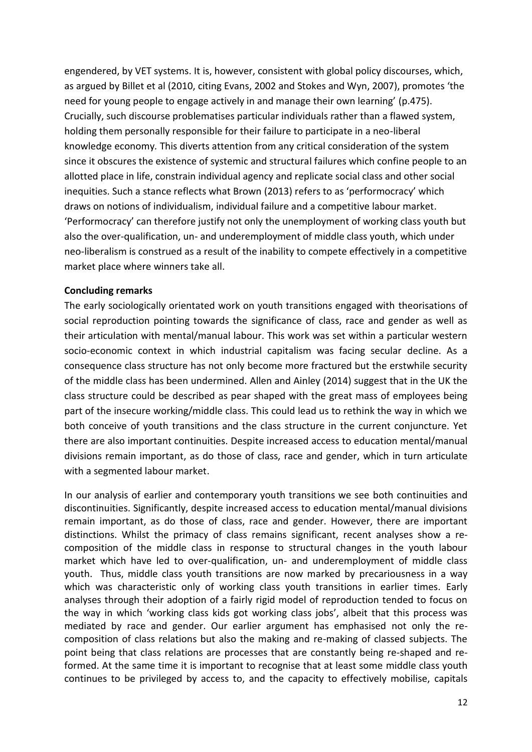engendered, by VET systems. It is, however, consistent with global policy discourses, which, as argued by Billet et al (2010, citing Evans, 2002 and Stokes and Wyn, 2007), promotes 'the need for young people to engage actively in and manage their own learning' (p.475). Crucially, such discourse problematises particular individuals rather than a flawed system, holding them personally responsible for their failure to participate in a neo-liberal knowledge economy. This diverts attention from any critical consideration of the system since it obscures the existence of systemic and structural failures which confine people to an allotted place in life, constrain individual agency and replicate social class and other social inequities. Such a stance reflects what Brown (2013) refers to as 'performocracy' which draws on notions of individualism, individual failure and a competitive labour market. 'Performocracy' can therefore justify not only the unemployment of working class youth but also the over-qualification, un- and underemployment of middle class youth, which under neo-liberalism is construed as a result of the inability to compete effectively in a competitive market place where winners take all.

**Concluding remarks**

The early sociologically orientated work on youth transitions engaged with theorisations of social reproduction pointing towards the significance of class, race and gender as well as their articulation with mental/manual labour. This work was set within a particular western socio-economic context in which industrial capitalism was facing secular decline. As a consequence class structure has not only become more fractured but the erstwhile security of the middle class has been undermined. Allen and Ainley (2014) suggest that in the UK the class structure could be described as pear shaped with the great mass of employees being part of the insecure working/middle class. This could lead us to rethink the way in which we both conceive of youth transitions and the class structure in the current conjuncture. Yet there are also important continuities. Despite increased access to education mental/manual divisions remain important, as do those of class, race and gender, which in turn articulate with a segmented labour market.

In our analysis of earlier and contemporary youth transitions we see both continuities and discontinuities. Significantly, despite increased access to education mental/manual divisions remain important, as do those of class, race and gender. However, there are important distinctions. Whilst the primacy of class remains significant, recent analyses show a re-composition of the middle class in response to structural changes in the youth labour market which have led to over-qualification, un- and underemployment of middle class youth. Thus, middle class youth transitions are now marked by precariousness in a way which was characteristic only of working class youth transitions in earlier times. Early analyses through their adoption of a fairly rigid model of reproduction tended to focus on the way in which 'working class kids got working class jobs', albeit that this process was mediated by race and gender. Our earlier argument has emphasised not only the re-composition of class relations but also the making and re-making of classed subjects. The point being that class relations are processes that are constantly being re-shaped and re-formed. At the same time it is important to recognise that at least some middle class youth continues to be privileged by access to, and the capacity to effectively mobilise, capitals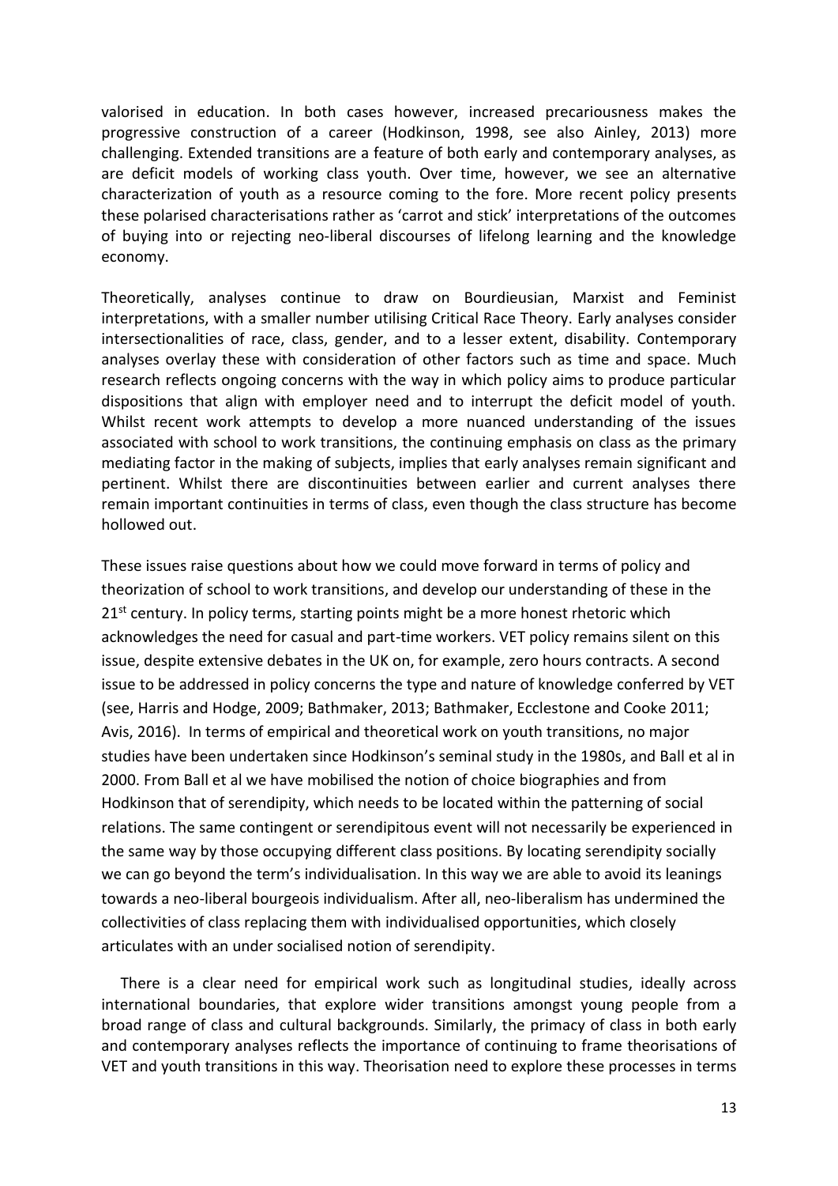valorised in education. In both cases however, increased precariousness makes the progressive construction of a career (Hodkinson, 1998, see also Ainley, 2013) more challenging. Extended transitions are a feature of both early and contemporary analyses, as are deficit models of working class youth. Over time, however, we see an alternative characterization of youth as a resource coming to the fore. More recent policy presents these polarised characterisations rather as 'carrot and stick' interpretations of the outcomes of buying into or rejecting neo-liberal discourses of lifelong learning and the knowledge economy.

Theoretically, analyses continue to draw on Bourdieusian, Marxist and Feminist interpretations, with a smaller number utilising Critical Race Theory. Early analyses consider intersectionalities of race, class, gender, and to a lesser extent, disability. Contemporary analyses overlay these with consideration of other factors such as time and space. Much research reflects ongoing concerns with the way in which policy aims to produce particular dispositions that align with employer need and to interrupt the deficit model of youth. Whilst recent work attempts to develop a more nuanced understanding of the issues associated with school to work transitions, the continuing emphasis on class as the primary mediating factor in the making of subjects, implies that early analyses remain significant and pertinent. Whilst there are discontinuities between earlier and current analyses there remain important continuities in terms of class, even though the class structure has become hollowed out.

These issues raise questions about how we could move forward in terms of policy and theorization of school to work transitions, and develop our understanding of these in the 21st century. In policy terms, starting points might be a more honest rhetoric which acknowledges the need for casual and part-time workers. VET policy remains silent on this issue, despite extensive debates in the UK on, for example, zero hours contracts. A second issue to be addressed in policy concerns the type and nature of knowledge conferred by VET (see, Harris and Hodge, 2009; Bathmaker, 2013; Bathmaker, Ecclestone and Cooke 2011; Avis, 2016). In terms of empirical and theoretical work on youth transitions, no major studies have been undertaken since Hodkinson's seminal study in the 1980s, and Ball et al in 2000. From Ball et al we have mobilised the notion of choice biographies and from Hodkinson that of serendipity, which needs to be located within the patterning of social relations. The same contingent or serendipitous event will not necessarily be experienced in the same way by those occupying different class positions. By locating serendipity socially we can go beyond the term's individualisation. In this way we are able to avoid its leanings towards a neo-liberal bourgeois individualism. After all, neo-liberalism has undermined the collectivities of class replacing them with individualised opportunities, which closely articulates with an under socialised notion of serendipity.

There is a clear need for empirical work such as longitudinal studies, ideally across international boundaries, that explore wider transitions amongst young people from a broad range of class and cultural backgrounds. Similarly, the primacy of class in both early and contemporary analyses reflects the importance of continuing to frame theorisations of VET and youth transitions in this way. Theorisation need to explore these processes in terms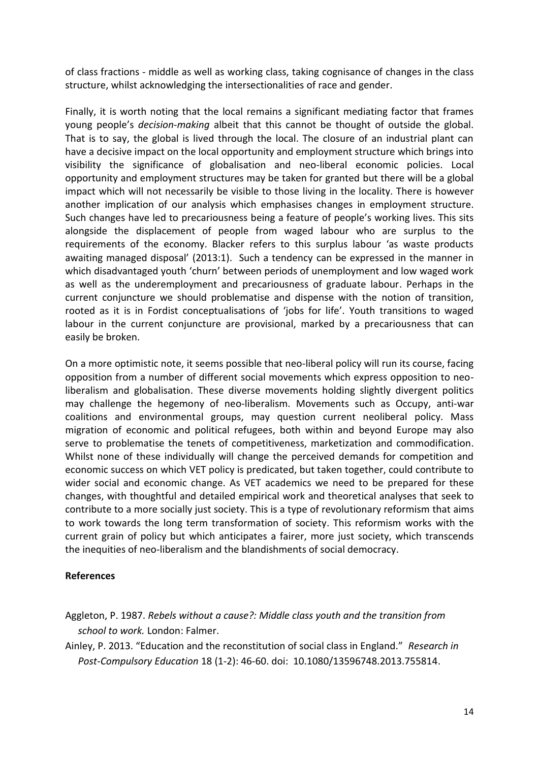of class fractions - middle as well as working class, taking cognisance of changes in the class structure, whilst acknowledging the intersectionalities of race and gender.

Finally, it is worth noting that the local remains a significant mediating factor that frames young people's *decision-making* albeit that this cannot be thought of outside the global. That is to say, the global is lived through the local. The closure of an industrial plant can have a decisive impact on the local opportunity and employment structure which brings into visibility the significance of globalisation and neo-liberal economic policies. Local opportunity and employment structures may be taken for granted but there will be a global impact which will not necessarily be visible to those living in the locality. There is however another implication of our analysis which emphasises changes in employment structure. Such changes have led to precariousness being a feature of people's working lives. This sits alongside the displacement of people from waged labour who are surplus to the requirements of the economy. Blacker refers to this surplus labour 'as waste products awaiting managed disposal' (2013:1). Such a tendency can be expressed in the manner in which disadvantaged youth 'churn' between periods of unemployment and low waged work as well as the underemployment and precariousness of graduate labour. Perhaps in the current conjuncture we should problematise and dispense with the notion of transition, rooted as it is in Fordist conceptualisations of 'jobs for life'. Youth transitions to waged labour in the current conjuncture are provisional, marked by a precariousness that can easily be broken.

On a more optimistic note, it seems possible that neo-liberal policy will run its course, facing opposition from a number of different social movements which express opposition to neo-liberalism and globalisation. These diverse movements holding slightly divergent politics may challenge the hegemony of neo-liberalism. Movements such as Occupy, anti-war coalitions and environmental groups, may question current neoliberal policy. Mass migration of economic and political refugees, both within and beyond Europe may also serve to problematise the tenets of competitiveness, marketization and commodification. Whilst none of these individually will change the perceived demands for competition and economic success on which VET policy is predicated, but taken together, could contribute to wider social and economic change. As VET academics we need to be prepared for these changes, with thoughtful and detailed empirical work and theoretical analyses that seek to contribute to a more socially just society. This is a type of revolutionary reformism that aims to work towards the long term transformation of society. This reformism works with the current grain of policy but which anticipates a fairer, more just society, which transcends the inequities of neo-liberalism and the blandishments of social democracy.

**References**

Aggleton, P. 1987. *Rebels without a cause?: Middle class youth and the transition from school to work.* London: Falmer.

Ainley, P. 2013. "Education and the reconstitution of social class in England." *Research in Post-Compulsory Education* 18 (1-2): 46-60. doi: 10.1080/13596748.2013.755814.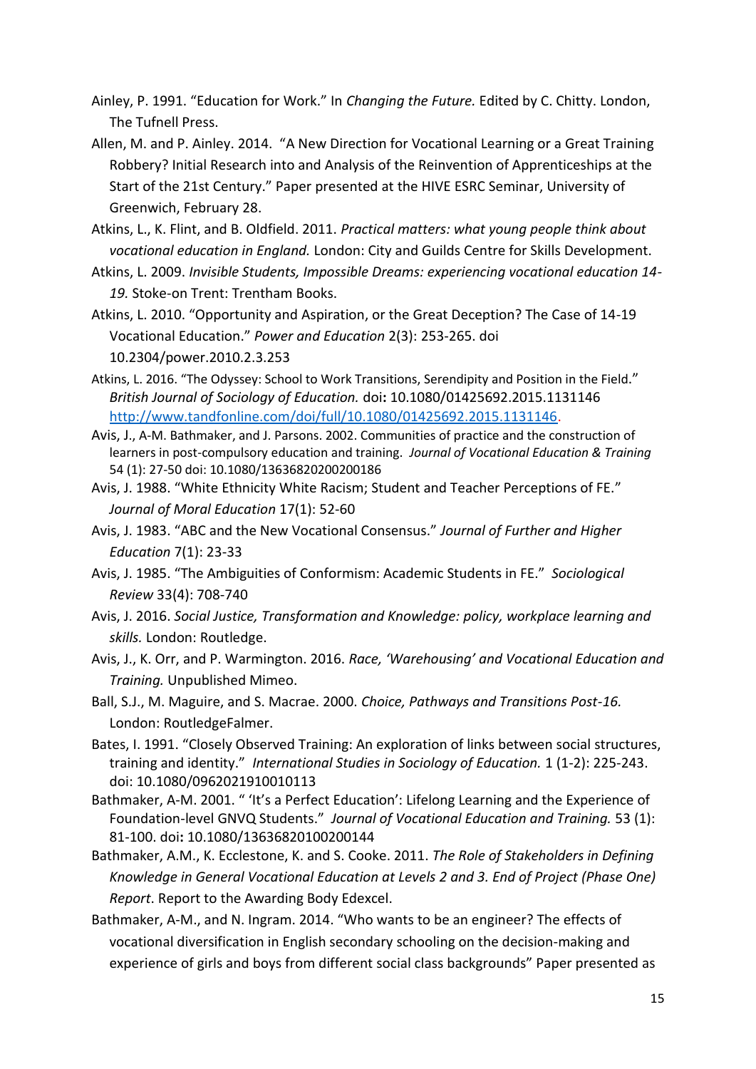Ainley, P. 1991. "Education for Work." In *Changing the Future.* Edited by C. Chitty. London, The Tufnell Press.

Allen, M. and P. Ainley. 2014. "A New Direction for Vocational Learning or a Great Training Robbery? Initial Research into and Analysis of the Reinvention of Apprenticeships at the Start of the 21st Century." Paper presented at the HIVE ESRC Seminar, University of Greenwich, February 28.

Atkins, L., K. Flint, and B. Oldfield. 2011. *Practical matters: what young people think about vocational education in England.* London: City and Guilds Centre for Skills Development.

Atkins, L. 2009. *Invisible Students, Impossible Dreams: experiencing vocational education 14-19.* Stoke-on Trent: Trentham Books.

Atkins, L. 2010. "Opportunity and Aspiration, or the Great Deception? The Case of 14-19 Vocational Education." *Power and Education* 2(3): 253-265. doi 10.2304/power.2010.2.3.253

Atkins, L. 2016. "The Odyssey: School to Work Transitions, Serendipity and Position in the Field." *British Journal of Sociology of Education.* doi**:** 10.1080/01425692.2015.1131146 http://www.tandfonline.com/doi/full/10.1080/01425692.2015.1131146.

Avis, J., A-M. Bathmaker, and J. Parsons. 2002. Communities of practice and the construction of learners in post-compulsory education and training. *Journal of Vocational Education & Training* 54 (1): 27-50 doi: 10.1080/13636820200200186

Avis, J. 1988. "White Ethnicity White Racism; Student and Teacher Perceptions of FE." *Journal of Moral Education* 17(1): 52-60

Avis, J. 1983. "ABC and the New Vocational Consensus." *Journal of Further and Higher Education* 7(1): 23-33

Avis, J. 1985. "The Ambiguities of Conformism: Academic Students in FE." *Sociological Review* 33(4): 708-740

Avis, J. 2016. *Social Justice, Transformation and Knowledge: policy, workplace learning and skills.* London: Routledge.

Avis, J., K. Orr, and P. Warmington. 2016. *Race, 'Warehousing' and Vocational Education and Training.* Unpublished Mimeo.

Ball, S.J., M. Maguire, and S. Macrae. 2000. *Choice, Pathways and Transitions Post-16.* London: RoutledgeFalmer.

Bates, I. 1991. "Closely Observed Training: An exploration of links between social structures, training and identity." *International Studies in Sociology of Education.* 1 (1-2): 225-243. doi: 10.1080/0962021910010113

Bathmaker, A-M. 2001. " 'It's a Perfect Education': Lifelong Learning and the Experience of Foundation-level GNVQ Students." *Journal of Vocational Education and Training.* 53 (1): 81-100. doi**:** 10.1080/13636820100200144

Bathmaker, A.M., K. Ecclestone, K. and S. Cooke. 2011. *The Role of Stakeholders in Defining Knowledge in General Vocational Education at Levels 2 and 3. End of Project (Phase One) Report.* Report to the Awarding Body Edexcel.

Bathmaker, A-M., and N. Ingram. 2014. "Who wants to be an engineer? The effects of vocational diversification in English secondary schooling on the decision-making and experience of girls and boys from different social class backgrounds" Paper presented as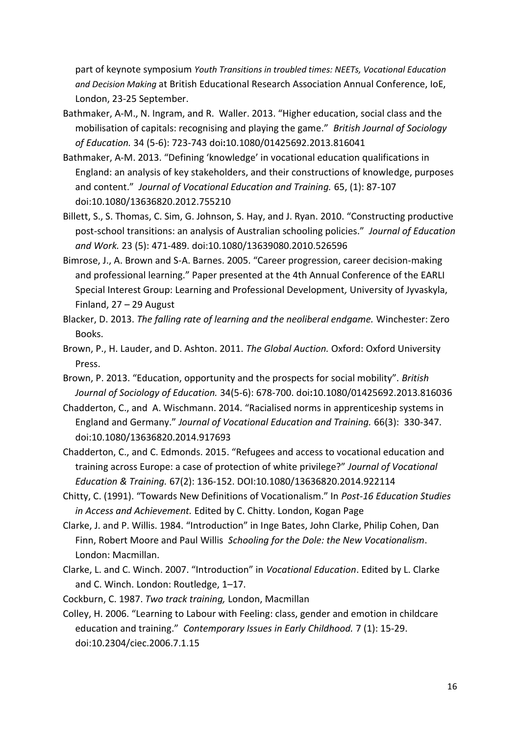part of keynote symposium *Youth Transitions in troubled times: NEETs, Vocational Education and Decision Making* at British Educational Research Association Annual Conference, IoE, London, 23-25 September.

Bathmaker, A-M., N. Ingram, and R. Waller. 2013. "Higher education, social class and the mobilisation of capitals: recognising and playing the game." *British Journal of Sociology of Education.* 34 (5-6): 723-743 doi:10.1080/01425692.2013.816041

Bathmaker, A-M. 2013. "Defining 'knowledge' in vocational education qualifications in England: an analysis of key stakeholders, and their constructions of knowledge, purposes and content." *Journal of Vocational Education and Training.* 65, (1): 87-107 doi:10.1080/13636820.2012.755210

Billett, S., S. Thomas, C. Sim, G. Johnson, S. Hay, and J. Ryan. 2010. "Constructing productive post-school transitions: an analysis of Australian schooling policies." *Journal of Education and Work.* 23 (5): 471-489. doi:10.1080/13639080.2010.526596

Bimrose, J., A. Brown and S-A. Barnes. 2005. "Career progression, career decision-making and professional learning." Paper presented at the 4th Annual Conference of the EARLI Special Interest Group: Learning and Professional Development*,* University of Jyvaskyla, Finland, 27 – 29 August

Blacker, D. 2013. *The falling rate of learning and the neoliberal endgame.* Winchester: Zero Books.

Brown, P., H. Lauder, and D. Ashton. 2011. *The Global Auction.* Oxford: Oxford University Press.

Brown, P. 2013. "Education, opportunity and the prospects for social mobility". *British Journal of Sociology of Education.* 34(5-6): 678-700. doi:10.1080/01425692.2013.816036

Chadderton, C., and A. Wischmann. 2014. "Racialised norms in apprenticeship systems in England and Germany." *Journal of Vocational Education and Training.* 66(3): 330-347. doi:10.1080/13636820.2014.917693

Chadderton, C., and C. Edmonds. 2015. "Refugees and access to vocational education and training across Europe: a case of protection of white privilege?" *Journal of Vocational Education & Training.* 67(2): 136-152. DOI:10.1080/13636820.2014.922114

Chitty, C. (1991). "Towards New Definitions of Vocationalism." In *Post-16 Education Studies in Access and Achievement.* Edited by C. Chitty. London, Kogan Page

Clarke, J. and P. Willis. 1984. "Introduction" in Inge Bates, John Clarke, Philip Cohen, Dan Finn, Robert Moore and Paul Willis *Schooling for the Dole: the New Vocationalism*. London: Macmillan.

Clarke, L. and C. Winch. 2007. "Introduction" in *Vocational Education*. Edited by L. Clarke and C. Winch. London: Routledge, 1–17.

Cockburn, C. 1987. *Two track training,* London, Macmillan

Colley, H. 2006. "Learning to Labour with Feeling: class, gender and emotion in childcare education and training." *Contemporary Issues in Early Childhood.* 7 (1): 15-29. doi:10.2304/ciec.2006.7.1.15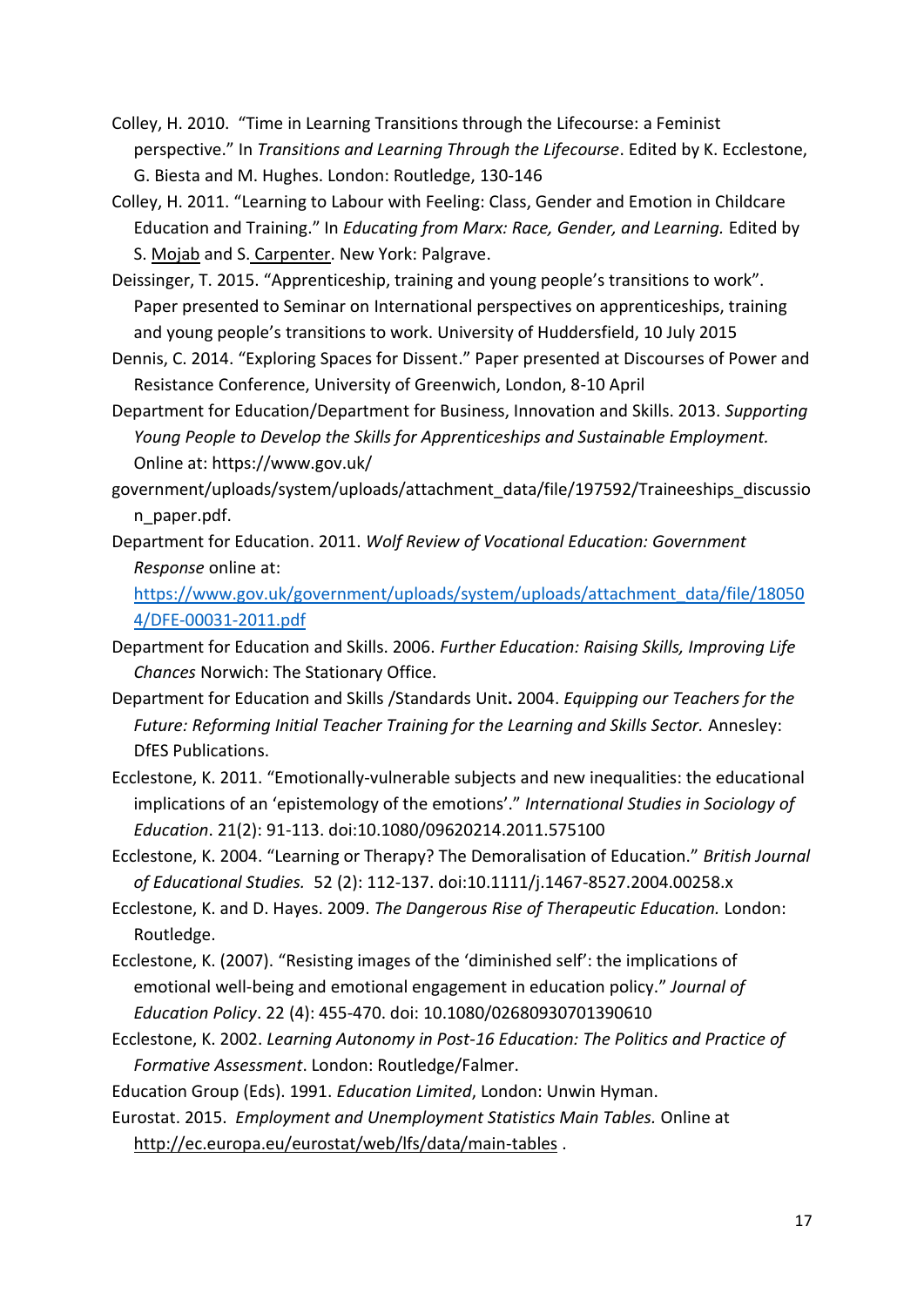Colley, H. 2010. "Time in Learning Transitions through the Lifecourse: a Feminist perspective." In *Transitions and Learning Through the Lifecourse*. Edited by K. Ecclestone, G. Biesta and M. Hughes. London: Routledge, 130-146

Colley, H. 2011. "Learning to Labour with Feeling: Class, Gender and Emotion in Childcare Education and Training." In *Educating from Marx: Race, Gender, and Learning.* Edited by S. Mojab and S. Carpenter. New York: Palgrave.

Deissinger, T. 2015. "Apprenticeship, training and young people's transitions to work". Paper presented to Seminar on International perspectives on apprenticeships, training and young people's transitions to work. University of Huddersfield, 10 July 2015

Dennis, C. 2014. "Exploring Spaces for Dissent." Paper presented at Discourses of Power and Resistance Conference, University of Greenwich, London, 8-10 April

Department for Education/Department for Business, Innovation and Skills. 2013. *Supporting Young People to Develop the Skills for Apprenticeships and Sustainable Employment.* Online at: https://www.gov.uk/ government/uploads/system/uploads/attachment_data/file/197592/Traineeships_discussion_paper.pdf.

Department for Education. 2011. *Wolf Review of Vocational Education: Government Response* online at: https://www.gov.uk/government/uploads/system/uploads/attachment_data/file/180504/DFE-00031-2011.pdf

Department for Education and Skills. 2006. *Further Education: Raising Skills, Improving Life Chances* Norwich: The Stationary Office.

Department for Education and Skills /Standards Unit**.** 2004. *Equipping our Teachers for the Future: Reforming Initial Teacher Training for the Learning and Skills Sector.* Annesley: DfES Publications.

Ecclestone, K. 2011. "Emotionally-vulnerable subjects and new inequalities: the educational implications of an 'epistemology of the emotions'." *International Studies in Sociology of Education*. 21(2): 91-113. doi:10.1080/09620214.2011.575100

Ecclestone, K. 2004. "Learning or Therapy? The Demoralisation of Education." *British Journal of Educational Studies.* 52 (2): 112-137. doi:10.1111/j.1467-8527.2004.00258.x

Ecclestone, K. and D. Hayes. 2009. *The Dangerous Rise of Therapeutic Education.* London: Routledge.

Ecclestone, K. (2007). "Resisting images of the 'diminished self': the implications of emotional well-being and emotional engagement in education policy." *Journal of Education Policy*. 22 (4): 455-470. doi: 10.1080/02680930701390610

Ecclestone, K. 2002. *Learning Autonomy in Post-16 Education: The Politics and Practice of Formative Assessment*. London: Routledge/Falmer.

Education Group (Eds). 1991. *Education Limited*, London: Unwin Hyman.

Eurostat. 2015. *Employment and Unemployment Statistics Main Tables.* Online at http://ec.europa.eu/eurostat/web/lfs/data/main-tables .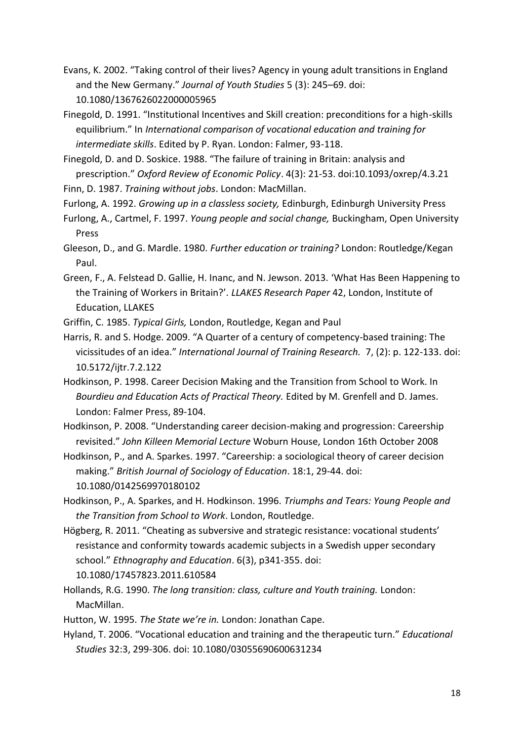Evans, K. 2002. "Taking control of their lives? Agency in young adult transitions in England and the New Germany." *Journal of Youth Studies* 5 (3): 245–69. doi: 10.1080/1367626022000005965

Finegold, D. 1991. "Institutional Incentives and Skill creation: preconditions for a high-skills equilibrium." In *International comparison of vocational education and training for intermediate skills*. Edited by P. Ryan. London: Falmer, 93-118.

Finegold, D. and D. Soskice. 1988. "The failure of training in Britain: analysis and prescription." *Oxford Review of Economic Policy*. 4(3): 21-53. doi:10.1093/oxrep/4.3.21

Finn, D. 1987. *Training without jobs*. London: MacMillan.

Furlong, A. 1992. *Growing up in a classless society,* Edinburgh, Edinburgh University Press

Furlong, A., Cartmel, F. 1997. *Young people and social change,* Buckingham, Open University Press

Gleeson, D., and G. Mardle. 1980. *Further education or training?* London: Routledge/Kegan Paul.

Green, F., A. Felstead D. Gallie, H. Inanc, and N. Jewson. 2013. 'What Has Been Happening to the Training of Workers in Britain?'. *LLAKES Research Paper* 42, London, Institute of Education, LLAKES

Griffin, C. 1985. *Typical Girls,* London, Routledge, Kegan and Paul

Harris, R. and S. Hodge. 2009. "A Quarter of a century of competency-based training: The vicissitudes of an idea." *International Journal of Training Research.* 7, (2): p. 122-133. doi: 10.5172/ijtr.7.2.122

Hodkinson, P. 1998. Career Decision Making and the Transition from School to Work. In *Bourdieu and Education Acts of Practical Theory.* Edited by M. Grenfell and D. James. London: Falmer Press, 89-104.

Hodkinson, P. 2008. "Understanding career decision-making and progression: Careership revisited." *John Killeen Memorial Lecture* Woburn House, London 16th October 2008

Hodkinson, P., and A. Sparkes. 1997. "Careership: a sociological theory of career decision making." *British Journal of Sociology of Education*. 18:1, 29-44. doi: 10.1080/0142569970180102

Hodkinson, P., A. Sparkes, and H. Hodkinson. 1996. *Triumphs and Tears: Young People and the Transition from School to Work*. London, Routledge.

Högberg, R. 2011. "Cheating as subversive and strategic resistance: vocational students' resistance and conformity towards academic subjects in a Swedish upper secondary school." *Ethnography and Education*. 6(3), p341-355. doi: 10.1080/17457823.2011.610584

Hollands, R.G. 1990. *The long transition: class, culture and Youth training.* London: MacMillan.

Hutton, W. 1995. *The State we're in.* London: Jonathan Cape.

Hyland, T. 2006. "Vocational education and training and the therapeutic turn." *Educational Studies* 32:3, 299-306. doi: 10.1080/03055690600631234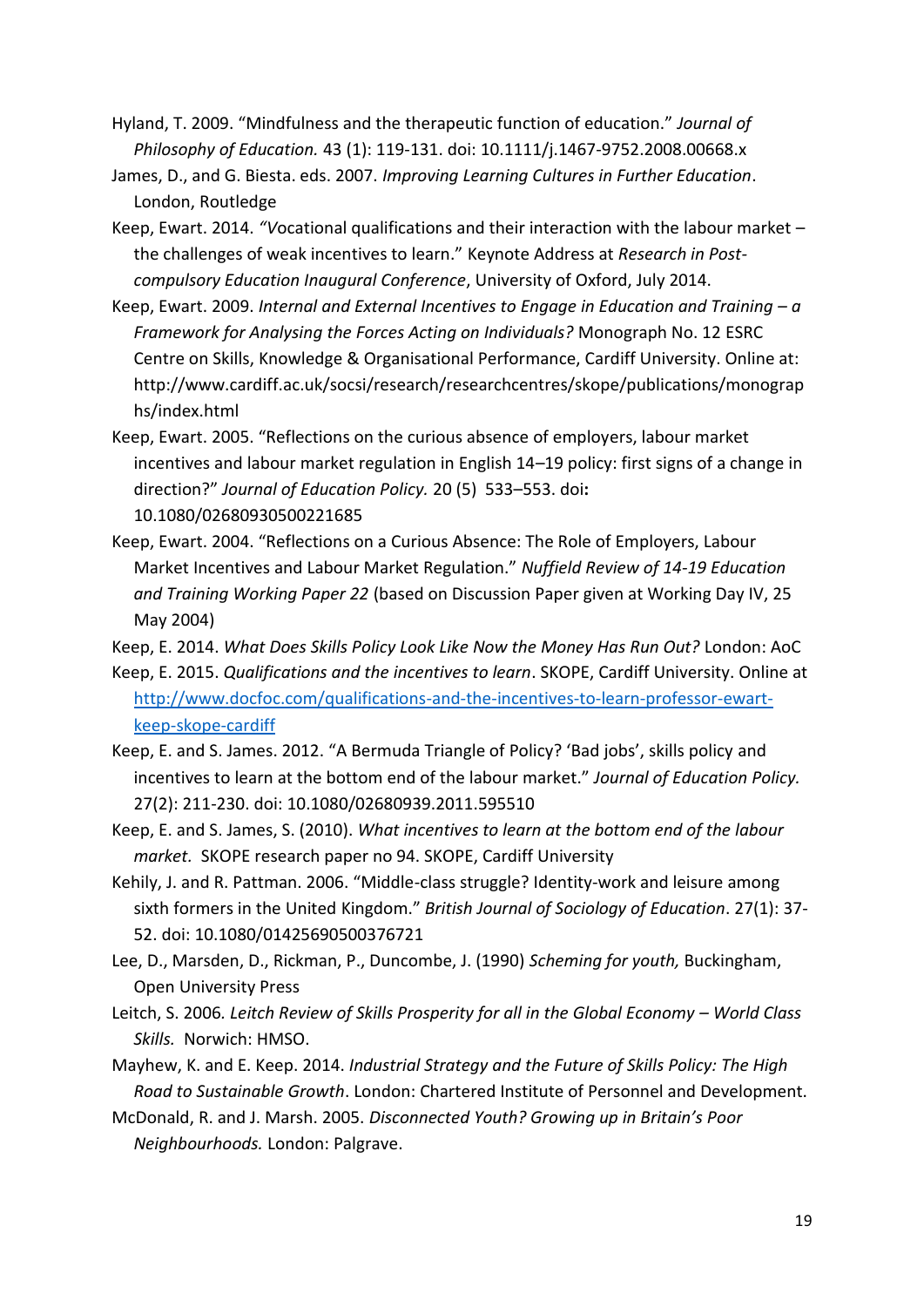Hyland, T. 2009. "Mindfulness and the therapeutic function of education." *Journal of Philosophy of Education.* 43 (1): 119-131. doi: 10.1111/j.1467-9752.2008.00668.x

James, D., and G. Biesta. eds. 2007. *Improving Learning Cultures in Further Education*. London, Routledge

Keep, Ewart. 2014. *"V*ocational qualifications and their interaction with the labour market – the challenges of weak incentives to learn." Keynote Address at *Research in Post-compulsory Education Inaugural Conference*, University of Oxford, July 2014.

Keep, Ewart. 2009. *Internal and External Incentives to Engage in Education and Training – a Framework for Analysing the Forces Acting on Individuals?* Monograph No. 12 ESRC Centre on Skills, Knowledge & Organisational Performance, Cardiff University. Online at: http://www.cardiff.ac.uk/socsi/research/researchcentres/skope/publications/monographs/index.html

Keep, Ewart. 2005. "Reflections on the curious absence of employers, labour market incentives and labour market regulation in English 14–19 policy: first signs of a change in direction?" *Journal of Education Policy.* 20 (5) 533–553. doi**:** 10.1080/02680930500221685

Keep, Ewart. 2004. "Reflections on a Curious Absence: The Role of Employers, Labour Market Incentives and Labour Market Regulation." *Nuffield Review of 14-19 Education and Training Working Paper 22* (based on Discussion Paper given at Working Day IV, 25 May 2004)

Keep, E. 2014. *What Does Skills Policy Look Like Now the Money Has Run Out?* London: AoC

Keep, E. 2015. *Qualifications and the incentives to learn*. SKOPE, Cardiff University. Online at http://www.docfoc.com/qualifications-and-the-incentives-to-learn-professor-ewart-keep-skope-cardiff

Keep, E. and S. James. 2012. "A Bermuda Triangle of Policy? 'Bad jobs', skills policy and incentives to learn at the bottom end of the labour market." *Journal of Education Policy.* 27(2): 211-230. doi: 10.1080/02680939.2011.595510

Keep, E. and S. James, S. (2010). *What incentives to learn at the bottom end of the labour market.* SKOPE research paper no 94. SKOPE, Cardiff University

Kehily, J. and R. Pattman. 2006. "Middle-class struggle? Identity-work and leisure among sixth formers in the United Kingdom." *British Journal of Sociology of Education*. 27(1): 37-52. doi: 10.1080/01425690500376721

Lee, D., Marsden, D., Rickman, P., Duncombe, J. (1990) *Scheming for youth,* Buckingham, Open University Press

Leitch, S. 2006*. Leitch Review of Skills Prosperity for all in the Global Economy – World Class Skills.* Norwich: HMSO.

Mayhew, K. and E. Keep. 2014. *Industrial Strategy and the Future of Skills Policy: The High Road to Sustainable Growth*. London: Chartered Institute of Personnel and Development.

McDonald, R. and J. Marsh. 2005. *Disconnected Youth? Growing up in Britain's Poor Neighbourhoods.* London: Palgrave.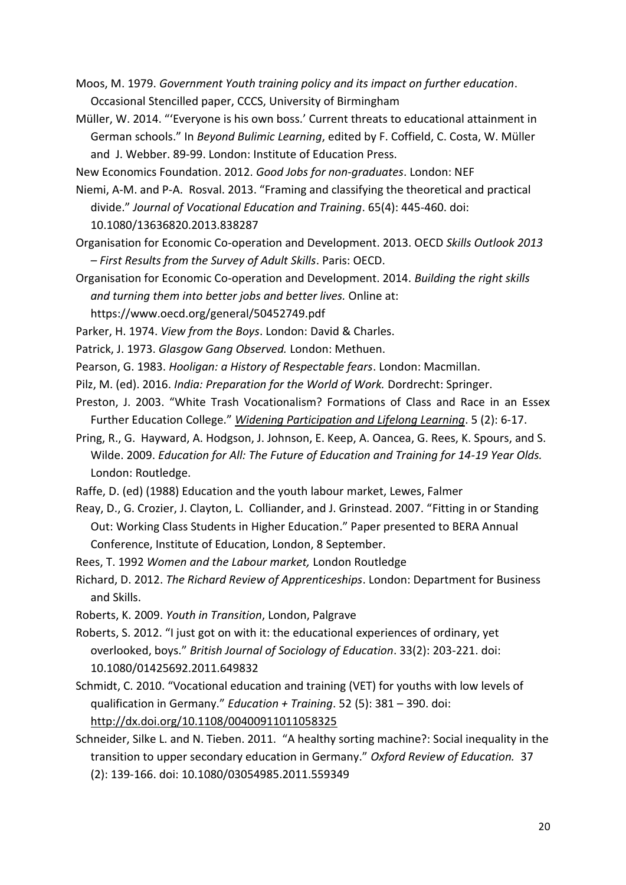Moos, M. 1979. *Government Youth training policy and its impact on further education*. Occasional Stencilled paper, CCCS, University of Birmingham

Müller, W. 2014. "'Everyone is his own boss.' Current threats to educational attainment in German schools." In *Beyond Bulimic Learning*, edited by F. Coffield, C. Costa, W. Müller and J. Webber. 89-99. London: Institute of Education Press.

New Economics Foundation. 2012. *Good Jobs for non-graduates*. London: NEF

Niemi, A-M. and P-A. Rosval. 2013. "Framing and classifying the theoretical and practical divide." *Journal of Vocational Education and Training*. 65(4): 445-460. doi: 10.1080/13636820.2013.838287

Organisation for Economic Co-operation and Development. 2013. OECD *Skills Outlook 2013 – First Results from the Survey of Adult Skills*. Paris: OECD.

Organisation for Economic Co-operation and Development. 2014. *Building the right skills and turning them into better jobs and better lives.* Online at: https://www.oecd.org/general/50452749.pdf

Parker, H. 1974. *View from the Boys*. London: David & Charles.

Patrick, J. 1973. *Glasgow Gang Observed.* London: Methuen.

Pearson, G. 1983. *Hooligan: a History of Respectable fears*. London: Macmillan.

Pilz, M. (ed). 2016. *India: Preparation for the World of Work.* Dordrecht: Springer.

Preston, J. 2003. "White Trash Vocationalism? Formations of Class and Race in an Essex Further Education College." *Widening Participation and Lifelong Learning*. 5 (2): 6-17.

Pring, R., G. Hayward, A. Hodgson, J. Johnson, E. Keep, A. Oancea, G. Rees, K. Spours, and S. Wilde. 2009. *Education for All: The Future of Education and Training for 14-19 Year Olds.* London: Routledge.

Raffe, D. (ed) (1988) Education and the youth labour market, Lewes, Falmer

Reay, D., G. Crozier, J. Clayton, L. Colliander, and J. Grinstead. 2007. "Fitting in or Standing Out: Working Class Students in Higher Education." Paper presented to BERA Annual Conference, Institute of Education, London, 8 September.

Rees, T. 1992 *Women and the Labour market,* London Routledge

Richard, D. 2012. *The Richard Review of Apprenticeships*. London: Department for Business and Skills.

Roberts, K. 2009. *Youth in Transition*, London, Palgrave

Roberts, S. 2012. "I just got on with it: the educational experiences of ordinary, yet overlooked, boys." *British Journal of Sociology of Education*. 33(2): 203-221. doi: 10.1080/01425692.2011.649832

Schmidt, C. 2010. "Vocational education and training (VET) for youths with low levels of qualification in Germany." *Education + Training*. 52 (5): 381 – 390. doi: http://dx.doi.org/10.1108/00400911011058325

Schneider, Silke L. and N. Tieben. 2011. "A healthy sorting machine?: Social inequality in the transition to upper secondary education in Germany." *Oxford Review of Education.* 37 (2): 139-166. doi: 10.1080/03054985.2011.559349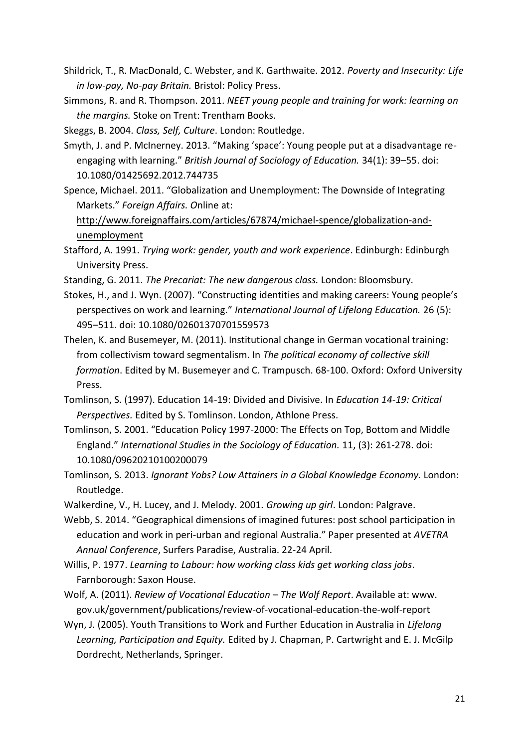Shildrick, T., R. MacDonald, C. Webster, and K. Garthwaite. 2012. *Poverty and Insecurity: Life in low-pay, No-pay Britain.* Bristol: Policy Press.

Simmons, R. and R. Thompson. 2011. *NEET young people and training for work: learning on the margins.* Stoke on Trent: Trentham Books.

Skeggs, B. 2004. *Class, Self, Culture*. London: Routledge.

Smyth, J. and P. McInerney. 2013. "Making 'space': Young people put at a disadvantage re-engaging with learning." *British Journal of Sociology of Education.* 34(1): 39–55. doi: 10.1080/01425692.2012.744735

Spence, Michael. 2011. "Globalization and Unemployment: The Downside of Integrating Markets." *Foreign Affairs.* Online at: http://www.foreignaffairs.com/articles/67874/michael-spence/globalization-and-unemployment

Stafford, A. 1991. *Trying work: gender, youth and work experience*. Edinburgh: Edinburgh University Press.

Standing, G. 2011. *The Precariat: The new dangerous class.* London: Bloomsbury.

Stokes, H., and J. Wyn. (2007). "Constructing identities and making careers: Young people's perspectives on work and learning." *International Journal of Lifelong Education.* 26 (5): 495–511. doi: 10.1080/02601370701559573

Thelen, K. and Busemeyer, M. (2011). Institutional change in German vocational training: from collectivism toward segmentalism. In *The political economy of collective skill formation*. Edited by M. Busemeyer and C. Trampusch. 68-100. Oxford: Oxford University Press.

Tomlinson, S. (1997). Education 14-19: Divided and Divisive. In *Education 14-19: Critical Perspectives.* Edited by S. Tomlinson. London, Athlone Press.

Tomlinson, S. 2001. "Education Policy 1997-2000: The Effects on Top, Bottom and Middle England." *International Studies in the Sociology of Education.* 11, (3): 261-278. doi: 10.1080/09620210100200079

Tomlinson, S. 2013. *Ignorant Yobs? Low Attainers in a Global Knowledge Economy.* London: Routledge.

Walkerdine, V., H. Lucey, and J. Melody. 2001. *Growing up girl*. London: Palgrave.

Webb, S. 2014. "Geographical dimensions of imagined futures: post school participation in education and work in peri-urban and regional Australia." Paper presented at *AVETRA Annual Conference*, Surfers Paradise, Australia. 22-24 April.

Willis, P. 1977. *Learning to Labour: how working class kids get working class jobs*. Farnborough: Saxon House.

Wolf, A. (2011). *Review of Vocational Education – The Wolf Report*. Available at: www. gov.uk/government/publications/review-of-vocational-education-the-wolf-report

Wyn, J. (2005). Youth Transitions to Work and Further Education in Australia in *Lifelong Learning, Participation and Equity.* Edited by J. Chapman, P. Cartwright and E. J. McGilp Dordrecht, Netherlands, Springer.